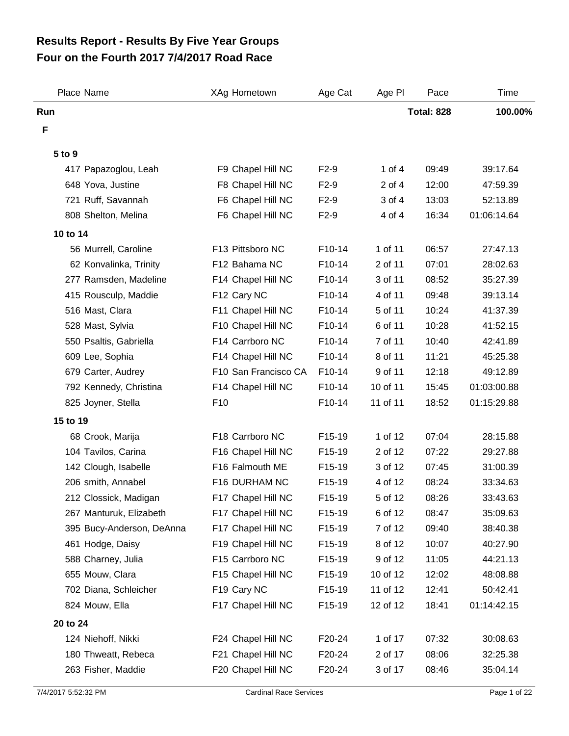# Results Report - Results By Five Year Groups
# Four on the Fourth 2017 7/4/2017 Road Race

| Place | Name | XAg | Hometown | Age Cat | Age Pl | Pace | Time |
|---|---|---|---|---|---|---|---|
| **Run** | | | | | | **Total: 828** | **100.00%** |
| **F** | | | | | | | |
| **5 to 9** | | | | | | | |
| 417 | Papazoglou, Leah | F9 | Chapel Hill NC | F2-9 | 1 of 4 | 09:49 | 39:17.64 |
| 648 | Yova, Justine | F8 | Chapel Hill NC | F2-9 | 2 of 4 | 12:00 | 47:59.39 |
| 721 | Ruff, Savannah | F6 | Chapel Hill NC | F2-9 | 3 of 4 | 13:03 | 52:13.89 |
| 808 | Shelton, Melina | F6 | Chapel Hill NC | F2-9 | 4 of 4 | 16:34 | 01:06:14.64 |
| **10 to 14** | | | | | | | |
| 56 | Murrell, Caroline | F13 | Pittsboro NC | F10-14 | 1 of 11 | 06:57 | 27:47.13 |
| 62 | Konvalinka, Trinity | F12 | Bahama NC | F10-14 | 2 of 11 | 07:01 | 28:02.63 |
| 277 | Ramsden, Madeline | F14 | Chapel Hill NC | F10-14 | 3 of 11 | 08:52 | 35:27.39 |
| 415 | Rousculp, Maddie | F12 | Cary NC | F10-14 | 4 of 11 | 09:48 | 39:13.14 |
| 516 | Mast, Clara | F11 | Chapel Hill NC | F10-14 | 5 of 11 | 10:24 | 41:37.39 |
| 528 | Mast, Sylvia | F10 | Chapel Hill NC | F10-14 | 6 of 11 | 10:28 | 41:52.15 |
| 550 | Psaltis, Gabriella | F14 | Carrboro NC | F10-14 | 7 of 11 | 10:40 | 42:41.89 |
| 609 | Lee, Sophia | F14 | Chapel Hill NC | F10-14 | 8 of 11 | 11:21 | 45:25.38 |
| 679 | Carter, Audrey | F10 | San Francisco CA | F10-14 | 9 of 11 | 12:18 | 49:12.89 |
| 792 | Kennedy, Christina | F14 | Chapel Hill NC | F10-14 | 10 of 11 | 15:45 | 01:03:00.88 |
| 825 | Joyner, Stella | F10 | | F10-14 | 11 of 11 | 18:52 | 01:15:29.88 |
| **15 to 19** | | | | | | | |
| 68 | Crook, Marija | F18 | Carrboro NC | F15-19 | 1 of 12 | 07:04 | 28:15.88 |
| 104 | Tavilos, Carina | F16 | Chapel Hill NC | F15-19 | 2 of 12 | 07:22 | 29:27.88 |
| 142 | Clough, Isabelle | F16 | Falmouth ME | F15-19 | 3 of 12 | 07:45 | 31:00.39 |
| 206 | smith, Annabel | F16 | DURHAM NC | F15-19 | 4 of 12 | 08:24 | 33:34.63 |
| 212 | Clossick, Madigan | F17 | Chapel Hill NC | F15-19 | 5 of 12 | 08:26 | 33:43.63 |
| 267 | Manturuk, Elizabeth | F17 | Chapel Hill NC | F15-19 | 6 of 12 | 08:47 | 35:09.63 |
| 395 | Bucy-Anderson, DeAnna | F17 | Chapel Hill NC | F15-19 | 7 of 12 | 09:40 | 38:40.38 |
| 461 | Hodge, Daisy | F19 | Chapel Hill NC | F15-19 | 8 of 12 | 10:07 | 40:27.90 |
| 588 | Charney, Julia | F15 | Carrboro NC | F15-19 | 9 of 12 | 11:05 | 44:21.13 |
| 655 | Mouw, Clara | F15 | Chapel Hill NC | F15-19 | 10 of 12 | 12:02 | 48:08.88 |
| 702 | Diana, Schleicher | F19 | Cary NC | F15-19 | 11 of 12 | 12:41 | 50:42.41 |
| 824 | Mouw, Ella | F17 | Chapel Hill NC | F15-19 | 12 of 12 | 18:41 | 01:14:42.15 |
| **20 to 24** | | | | | | | |
| 124 | Niehoff, Nikki | F24 | Chapel Hill NC | F20-24 | 1 of 17 | 07:32 | 30:08.63 |
| 180 | Thweatt, Rebeca | F21 | Chapel Hill NC | F20-24 | 2 of 17 | 08:06 | 32:25.38 |
| 263 | Fisher, Maddie | F20 | Chapel Hill NC | F20-24 | 3 of 17 | 08:46 | 35:04.14 |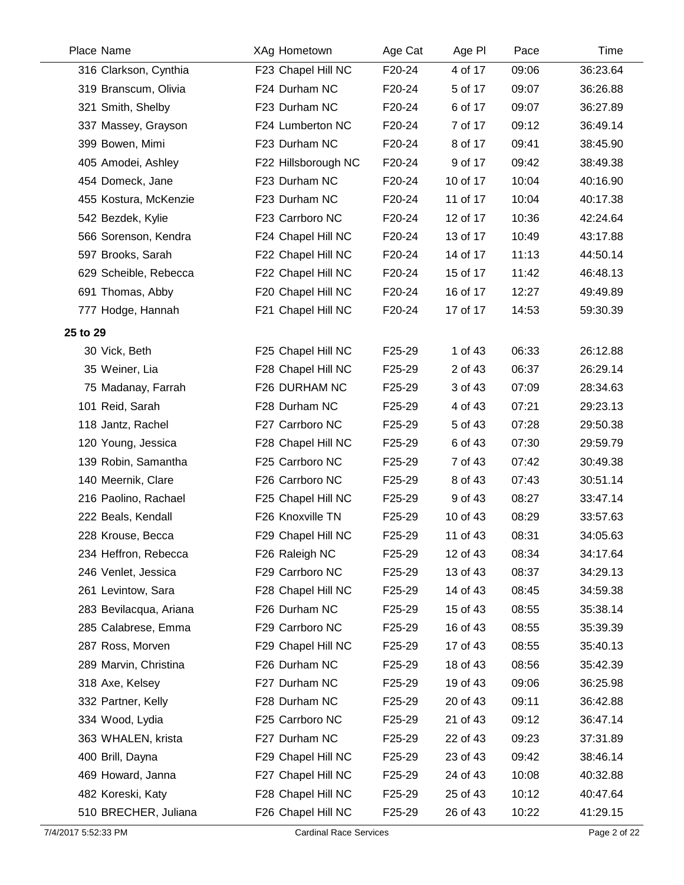| Place | Name | XAg | Hometown | Age Cat | Age Pl | Pace | Time |
|---|---|---|---|---|---|---|---|
| 316 | Clarkson, Cynthia | F23 | Chapel Hill NC | F20-24 | 4 of 17 | 09:06 | 36:23.64 |
| 319 | Branscum, Olivia | F24 | Durham NC | F20-24 | 5 of 17 | 09:07 | 36:26.88 |
| 321 | Smith, Shelby | F23 | Durham NC | F20-24 | 6 of 17 | 09:07 | 36:27.89 |
| 337 | Massey, Grayson | F24 | Lumberton NC | F20-24 | 7 of 17 | 09:12 | 36:49.14 |
| 399 | Bowen, Mimi | F23 | Durham NC | F20-24 | 8 of 17 | 09:41 | 38:45.90 |
| 405 | Amodei, Ashley | F22 | Hillsborough NC | F20-24 | 9 of 17 | 09:42 | 38:49.38 |
| 454 | Domeck, Jane | F23 | Durham NC | F20-24 | 10 of 17 | 10:04 | 40:16.90 |
| 455 | Kostura, McKenzie | F23 | Durham NC | F20-24 | 11 of 17 | 10:04 | 40:17.38 |
| 542 | Bezdek, Kylie | F23 | Carrboro NC | F20-24 | 12 of 17 | 10:36 | 42:24.64 |
| 566 | Sorenson, Kendra | F24 | Chapel Hill NC | F20-24 | 13 of 17 | 10:49 | 43:17.88 |
| 597 | Brooks, Sarah | F22 | Chapel Hill NC | F20-24 | 14 of 17 | 11:13 | 44:50.14 |
| 629 | Scheible, Rebecca | F22 | Chapel Hill NC | F20-24 | 15 of 17 | 11:42 | 46:48.13 |
| 691 | Thomas, Abby | F20 | Chapel Hill NC | F20-24 | 16 of 17 | 12:27 | 49:49.89 |
| 777 | Hodge, Hannah | F21 | Chapel Hill NC | F20-24 | 17 of 17 | 14:53 | 59:30.39 |
| **25 to 29** | | | | | | | |
| 30 | Vick, Beth | F25 | Chapel Hill NC | F25-29 | 1 of 43 | 06:33 | 26:12.88 |
| 35 | Weiner, Lia | F28 | Chapel Hill NC | F25-29 | 2 of 43 | 06:37 | 26:29.14 |
| 75 | Madanay, Farrah | F26 | DURHAM NC | F25-29 | 3 of 43 | 07:09 | 28:34.63 |
| 101 | Reid, Sarah | F28 | Durham NC | F25-29 | 4 of 43 | 07:21 | 29:23.13 |
| 118 | Jantz, Rachel | F27 | Carrboro NC | F25-29 | 5 of 43 | 07:28 | 29:50.38 |
| 120 | Young, Jessica | F28 | Chapel Hill NC | F25-29 | 6 of 43 | 07:30 | 29:59.79 |
| 139 | Robin, Samantha | F25 | Carrboro NC | F25-29 | 7 of 43 | 07:42 | 30:49.38 |
| 140 | Meernik, Clare | F26 | Carrboro NC | F25-29 | 8 of 43 | 07:43 | 30:51.14 |
| 216 | Paolino, Rachael | F25 | Chapel Hill NC | F25-29 | 9 of 43 | 08:27 | 33:47.14 |
| 222 | Beals, Kendall | F26 | Knoxville TN | F25-29 | 10 of 43 | 08:29 | 33:57.63 |
| 228 | Krouse, Becca | F29 | Chapel Hill NC | F25-29 | 11 of 43 | 08:31 | 34:05.63 |
| 234 | Heffron, Rebecca | F26 | Raleigh NC | F25-29 | 12 of 43 | 08:34 | 34:17.64 |
| 246 | Venlet, Jessica | F29 | Carrboro NC | F25-29 | 13 of 43 | 08:37 | 34:29.13 |
| 261 | Levintow, Sara | F28 | Chapel Hill NC | F25-29 | 14 of 43 | 08:45 | 34:59.38 |
| 283 | Bevilacqua, Ariana | F26 | Durham NC | F25-29 | 15 of 43 | 08:55 | 35:38.14 |
| 285 | Calabrese, Emma | F29 | Carrboro NC | F25-29 | 16 of 43 | 08:55 | 35:39.39 |
| 287 | Ross, Morven | F29 | Chapel Hill NC | F25-29 | 17 of 43 | 08:55 | 35:40.13 |
| 289 | Marvin, Christina | F26 | Durham NC | F25-29 | 18 of 43 | 08:56 | 35:42.39 |
| 318 | Axe, Kelsey | F27 | Durham NC | F25-29 | 19 of 43 | 09:06 | 36:25.98 |
| 332 | Partner, Kelly | F28 | Durham NC | F25-29 | 20 of 43 | 09:11 | 36:42.88 |
| 334 | Wood, Lydia | F25 | Carrboro NC | F25-29 | 21 of 43 | 09:12 | 36:47.14 |
| 363 | WHALEN, krista | F27 | Durham NC | F25-29 | 22 of 43 | 09:23 | 37:31.89 |
| 400 | Brill, Dayna | F29 | Chapel Hill NC | F25-29 | 23 of 43 | 09:42 | 38:46.14 |
| 469 | Howard, Janna | F27 | Chapel Hill NC | F25-29 | 24 of 43 | 10:08 | 40:32.88 |
| 482 | Koreski, Katy | F28 | Chapel Hill NC | F25-29 | 25 of 43 | 10:12 | 40:47.64 |
| 510 | BRECHER, Juliana | F26 | Chapel Hill NC | F25-29 | 26 of 43 | 10:22 | 41:29.15 |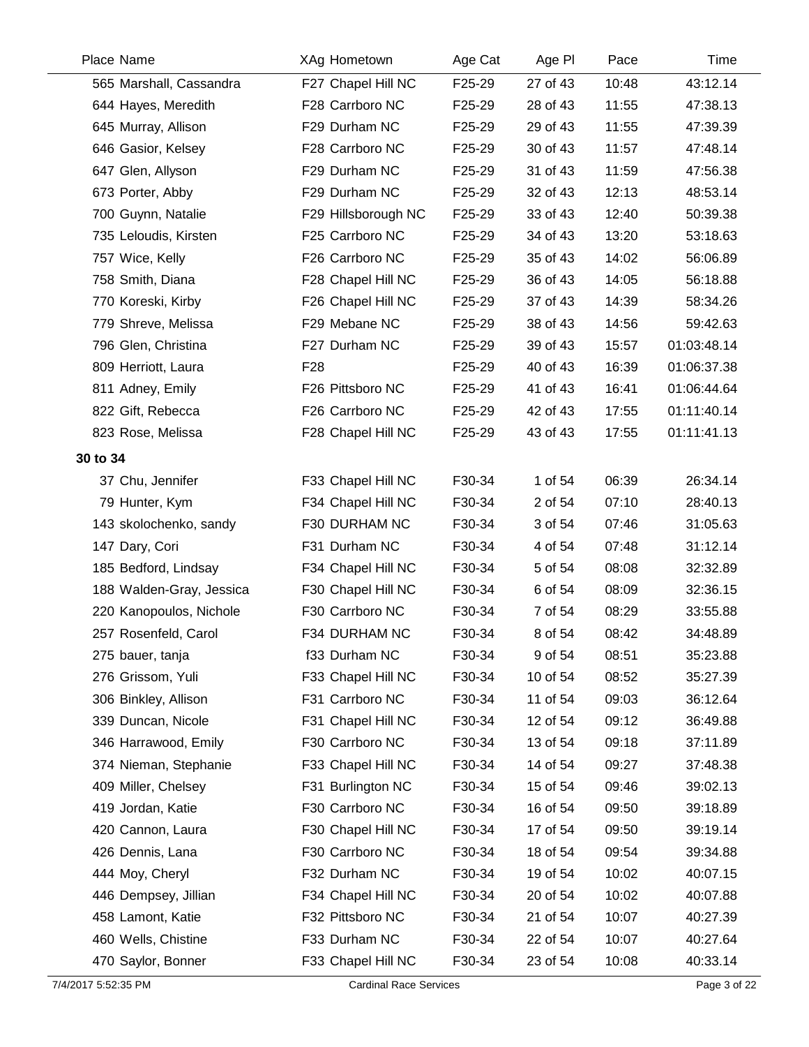| Place | Name | XAg | Hometown | Age Cat | Age Pl | Pace | Time |
|---|---|---|---|---|---|---|---|
| 565 | Marshall, Cassandra | F27 | Chapel Hill NC | F25-29 | 27 of 43 | 10:48 | 43:12.14 |
| 644 | Hayes, Meredith | F28 | Carrboro NC | F25-29 | 28 of 43 | 11:55 | 47:38.13 |
| 645 | Murray, Allison | F29 | Durham NC | F25-29 | 29 of 43 | 11:55 | 47:39.39 |
| 646 | Gasior, Kelsey | F28 | Carrboro NC | F25-29 | 30 of 43 | 11:57 | 47:48.14 |
| 647 | Glen, Allyson | F29 | Durham NC | F25-29 | 31 of 43 | 11:59 | 47:56.38 |
| 673 | Porter, Abby | F29 | Durham NC | F25-29 | 32 of 43 | 12:13 | 48:53.14 |
| 700 | Guynn, Natalie | F29 | Hillsborough NC | F25-29 | 33 of 43 | 12:40 | 50:39.38 |
| 735 | Leloudis, Kirsten | F25 | Carrboro NC | F25-29 | 34 of 43 | 13:20 | 53:18.63 |
| 757 | Wice, Kelly | F26 | Carrboro NC | F25-29 | 35 of 43 | 14:02 | 56:06.89 |
| 758 | Smith, Diana | F28 | Chapel Hill NC | F25-29 | 36 of 43 | 14:05 | 56:18.88 |
| 770 | Koreski, Kirby | F26 | Chapel Hill NC | F25-29 | 37 of 43 | 14:39 | 58:34.26 |
| 779 | Shreve, Melissa | F29 | Mebane NC | F25-29 | 38 of 43 | 14:56 | 59:42.63 |
| 796 | Glen, Christina | F27 | Durham NC | F25-29 | 39 of 43 | 15:57 | 01:03:48.14 |
| 809 | Herriott, Laura | F28 | | F25-29 | 40 of 43 | 16:39 | 01:06:37.38 |
| 811 | Adney, Emily | F26 | Pittsboro NC | F25-29 | 41 of 43 | 16:41 | 01:06:44.64 |
| 822 | Gift, Rebecca | F26 | Carrboro NC | F25-29 | 42 of 43 | 17:55 | 01:11:40.14 |
| 823 | Rose, Melissa | F28 | Chapel Hill NC | F25-29 | 43 of 43 | 17:55 | 01:11:41.13 |
| **30 to 34** | | | | | | | |
| 37 | Chu, Jennifer | F33 | Chapel Hill NC | F30-34 | 1 of 54 | 06:39 | 26:34.14 |
| 79 | Hunter, Kym | F34 | Chapel Hill NC | F30-34 | 2 of 54 | 07:10 | 28:40.13 |
| 143 | skolochenko, sandy | F30 | DURHAM NC | F30-34 | 3 of 54 | 07:46 | 31:05.63 |
| 147 | Dary, Cori | F31 | Durham NC | F30-34 | 4 of 54 | 07:48 | 31:12.14 |
| 185 | Bedford, Lindsay | F34 | Chapel Hill NC | F30-34 | 5 of 54 | 08:08 | 32:32.89 |
| 188 | Walden-Gray, Jessica | F30 | Chapel Hill NC | F30-34 | 6 of 54 | 08:09 | 32:36.15 |
| 220 | Kanopoulos, Nichole | F30 | Carrboro NC | F30-34 | 7 of 54 | 08:29 | 33:55.88 |
| 257 | Rosenfeld, Carol | F34 | DURHAM NC | F30-34 | 8 of 54 | 08:42 | 34:48.89 |
| 275 | bauer, tanja | f33 | Durham NC | F30-34 | 9 of 54 | 08:51 | 35:23.88 |
| 276 | Grissom, Yuli | F33 | Chapel Hill NC | F30-34 | 10 of 54 | 08:52 | 35:27.39 |
| 306 | Binkley, Allison | F31 | Carrboro NC | F30-34 | 11 of 54 | 09:03 | 36:12.64 |
| 339 | Duncan, Nicole | F31 | Chapel Hill NC | F30-34 | 12 of 54 | 09:12 | 36:49.88 |
| 346 | Harrawood, Emily | F30 | Carrboro NC | F30-34 | 13 of 54 | 09:18 | 37:11.89 |
| 374 | Nieman, Stephanie | F33 | Chapel Hill NC | F30-34 | 14 of 54 | 09:27 | 37:48.38 |
| 409 | Miller, Chelsey | F31 | Burlington NC | F30-34 | 15 of 54 | 09:46 | 39:02.13 |
| 419 | Jordan, Katie | F30 | Carrboro NC | F30-34 | 16 of 54 | 09:50 | 39:18.89 |
| 420 | Cannon, Laura | F30 | Chapel Hill NC | F30-34 | 17 of 54 | 09:50 | 39:19.14 |
| 426 | Dennis, Lana | F30 | Carrboro NC | F30-34 | 18 of 54 | 09:54 | 39:34.88 |
| 444 | Moy, Cheryl | F32 | Durham NC | F30-34 | 19 of 54 | 10:02 | 40:07.15 |
| 446 | Dempsey, Jillian | F34 | Chapel Hill NC | F30-34 | 20 of 54 | 10:02 | 40:07.88 |
| 458 | Lamont, Katie | F32 | Pittsboro NC | F30-34 | 21 of 54 | 10:07 | 40:27.39 |
| 460 | Wells, Chistine | F33 | Durham NC | F30-34 | 22 of 54 | 10:07 | 40:27.64 |
| 470 | Saylor, Bonner | F33 | Chapel Hill NC | F30-34 | 23 of 54 | 10:08 | 40:33.14 |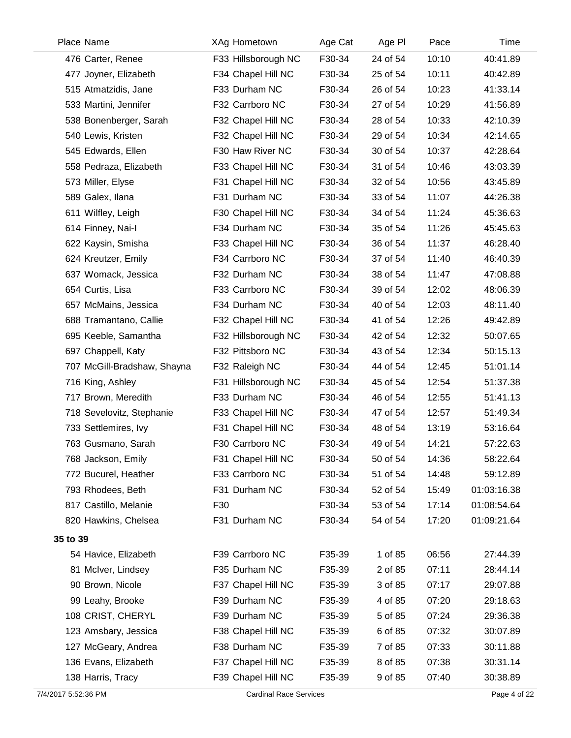| Place | Name | XAg | Hometown | Age Cat | Age Pl | Pace | Time |
|---|---|---|---|---|---|---|---|
| 476 | Carter, Renee | F33 | Hillsborough NC | F30-34 | 24 of 54 | 10:10 | 40:41.89 |
| 477 | Joyner, Elizabeth | F34 | Chapel Hill NC | F30-34 | 25 of 54 | 10:11 | 40:42.89 |
| 515 | Atmatzidis, Jane | F33 | Durham NC | F30-34 | 26 of 54 | 10:23 | 41:33.14 |
| 533 | Martini, Jennifer | F32 | Carrboro NC | F30-34 | 27 of 54 | 10:29 | 41:56.89 |
| 538 | Bonenberger, Sarah | F32 | Chapel Hill NC | F30-34 | 28 of 54 | 10:33 | 42:10.39 |
| 540 | Lewis, Kristen | F32 | Chapel Hill NC | F30-34 | 29 of 54 | 10:34 | 42:14.65 |
| 545 | Edwards, Ellen | F30 | Haw River NC | F30-34 | 30 of 54 | 10:37 | 42:28.64 |
| 558 | Pedraza, Elizabeth | F33 | Chapel Hill NC | F30-34 | 31 of 54 | 10:46 | 43:03.39 |
| 573 | Miller, Elyse | F31 | Chapel Hill NC | F30-34 | 32 of 54 | 10:56 | 43:45.89 |
| 589 | Galex, Ilana | F31 | Durham NC | F30-34 | 33 of 54 | 11:07 | 44:26.38 |
| 611 | Wilfley, Leigh | F30 | Chapel Hill NC | F30-34 | 34 of 54 | 11:24 | 45:36.63 |
| 614 | Finney, Nai-I | F34 | Durham NC | F30-34 | 35 of 54 | 11:26 | 45:45.63 |
| 622 | Kaysin, Smisha | F33 | Chapel Hill NC | F30-34 | 36 of 54 | 11:37 | 46:28.40 |
| 624 | Kreutzer, Emily | F34 | Carrboro NC | F30-34 | 37 of 54 | 11:40 | 46:40.39 |
| 637 | Womack, Jessica | F32 | Durham NC | F30-34 | 38 of 54 | 11:47 | 47:08.88 |
| 654 | Curtis, Lisa | F33 | Carrboro NC | F30-34 | 39 of 54 | 12:02 | 48:06.39 |
| 657 | McMains, Jessica | F34 | Durham NC | F30-34 | 40 of 54 | 12:03 | 48:11.40 |
| 688 | Tramantano, Callie | F32 | Chapel Hill NC | F30-34 | 41 of 54 | 12:26 | 49:42.89 |
| 695 | Keeble, Samantha | F32 | Hillsborough NC | F30-34 | 42 of 54 | 12:32 | 50:07.65 |
| 697 | Chappell, Katy | F32 | Pittsboro NC | F30-34 | 43 of 54 | 12:34 | 50:15.13 |
| 707 | McGill-Bradshaw, Shayna | F32 | Raleigh NC | F30-34 | 44 of 54 | 12:45 | 51:01.14 |
| 716 | King, Ashley | F31 | Hillsborough NC | F30-34 | 45 of 54 | 12:54 | 51:37.38 |
| 717 | Brown, Meredith | F33 | Durham NC | F30-34 | 46 of 54 | 12:55 | 51:41.13 |
| 718 | Sevelovitz, Stephanie | F33 | Chapel Hill NC | F30-34 | 47 of 54 | 12:57 | 51:49.34 |
| 733 | Settlemires, Ivy | F31 | Chapel Hill NC | F30-34 | 48 of 54 | 13:19 | 53:16.64 |
| 763 | Gusmano, Sarah | F30 | Carrboro NC | F30-34 | 49 of 54 | 14:21 | 57:22.63 |
| 768 | Jackson, Emily | F31 | Chapel Hill NC | F30-34 | 50 of 54 | 14:36 | 58:22.64 |
| 772 | Bucurel, Heather | F33 | Carrboro NC | F30-34 | 51 of 54 | 14:48 | 59:12.89 |
| 793 | Rhodees, Beth | F31 | Durham NC | F30-34 | 52 of 54 | 15:49 | 01:03:16.38 |
| 817 | Castillo, Melanie | F30 | | F30-34 | 53 of 54 | 17:14 | 01:08:54.64 |
| 820 | Hawkins, Chelsea | F31 | Durham NC | F30-34 | 54 of 54 | 17:20 | 01:09:21.64 |

**35 to 39**

| Place | Name | XAg | Hometown | Age Cat | Age Pl | Pace | Time |
|---|---|---|---|---|---|---|---|
| 54 | Havice, Elizabeth | F39 | Carrboro NC | F35-39 | 1 of 85 | 06:56 | 27:44.39 |
| 81 | McIver, Lindsey | F35 | Durham NC | F35-39 | 2 of 85 | 07:11 | 28:44.14 |
| 90 | Brown, Nicole | F37 | Chapel Hill NC | F35-39 | 3 of 85 | 07:17 | 29:07.88 |
| 99 | Leahy, Brooke | F39 | Durham NC | F35-39 | 4 of 85 | 07:20 | 29:18.63 |
| 108 | CRIST, CHERYL | F39 | Durham NC | F35-39 | 5 of 85 | 07:24 | 29:36.38 |
| 123 | Amsbary, Jessica | F38 | Chapel Hill NC | F35-39 | 6 of 85 | 07:32 | 30:07.89 |
| 127 | McGeary, Andrea | F38 | Durham NC | F35-39 | 7 of 85 | 07:33 | 30:11.88 |
| 136 | Evans, Elizabeth | F37 | Chapel Hill NC | F35-39 | 8 of 85 | 07:38 | 30:31.14 |
| 138 | Harris, Tracy | F39 | Chapel Hill NC | F35-39 | 9 of 85 | 07:40 | 30:38.89 |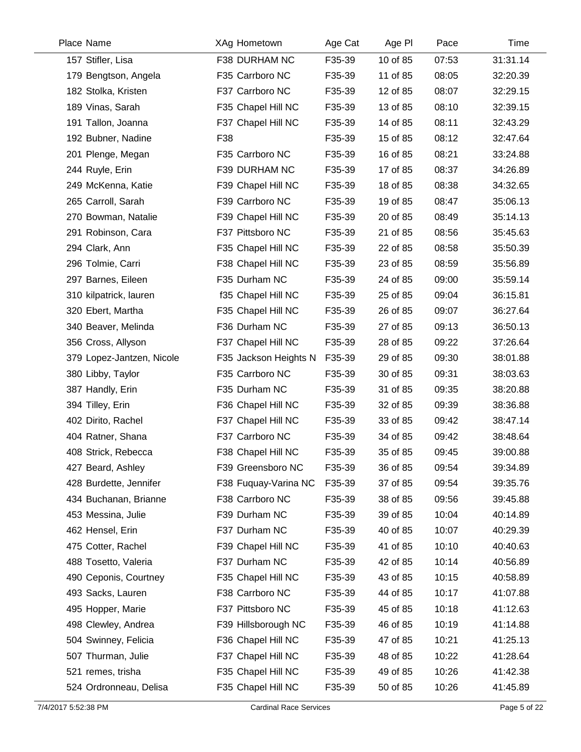| Place | Name | XAg | Hometown | Age Cat | Age Pl | Pace | Time |
|---|---|---|---|---|---|---|---|
| 157 | Stifler, Lisa | F38 | DURHAM NC | F35-39 | 10 of 85 | 07:53 | 31:31.14 |
| 179 | Bengtson, Angela | F35 | Carrboro NC | F35-39 | 11 of 85 | 08:05 | 32:20.39 |
| 182 | Stolka, Kristen | F37 | Carrboro NC | F35-39 | 12 of 85 | 08:07 | 32:29.15 |
| 189 | Vinas, Sarah | F35 | Chapel Hill NC | F35-39 | 13 of 85 | 08:10 | 32:39.15 |
| 191 | Tallon, Joanna | F37 | Chapel Hill NC | F35-39 | 14 of 85 | 08:11 | 32:43.29 |
| 192 | Bubner, Nadine | F38 | | F35-39 | 15 of 85 | 08:12 | 32:47.64 |
| 201 | Plenge, Megan | F35 | Carrboro NC | F35-39 | 16 of 85 | 08:21 | 33:24.88 |
| 244 | Ruyle, Erin | F39 | DURHAM NC | F35-39 | 17 of 85 | 08:37 | 34:26.89 |
| 249 | McKenna, Katie | F39 | Chapel Hill NC | F35-39 | 18 of 85 | 08:38 | 34:32.65 |
| 265 | Carroll, Sarah | F39 | Carrboro NC | F35-39 | 19 of 85 | 08:47 | 35:06.13 |
| 270 | Bowman, Natalie | F39 | Chapel Hill NC | F35-39 | 20 of 85 | 08:49 | 35:14.13 |
| 291 | Robinson, Cara | F37 | Pittsboro NC | F35-39 | 21 of 85 | 08:56 | 35:45.63 |
| 294 | Clark, Ann | F35 | Chapel Hill NC | F35-39 | 22 of 85 | 08:58 | 35:50.39 |
| 296 | Tolmie, Carri | F38 | Chapel Hill NC | F35-39 | 23 of 85 | 08:59 | 35:56.89 |
| 297 | Barnes, Eileen | F35 | Durham NC | F35-39 | 24 of 85 | 09:00 | 35:59.14 |
| 310 | kilpatrick, lauren | f35 | Chapel Hill NC | F35-39 | 25 of 85 | 09:04 | 36:15.81 |
| 320 | Ebert, Martha | F35 | Chapel Hill NC | F35-39 | 26 of 85 | 09:07 | 36:27.64 |
| 340 | Beaver, Melinda | F36 | Durham NC | F35-39 | 27 of 85 | 09:13 | 36:50.13 |
| 356 | Cross, Allyson | F37 | Chapel Hill NC | F35-39 | 28 of 85 | 09:22 | 37:26.64 |
| 379 | Lopez-Jantzen, Nicole | F35 | Jackson Heights N | F35-39 | 29 of 85 | 09:30 | 38:01.88 |
| 380 | Libby, Taylor | F35 | Carrboro NC | F35-39 | 30 of 85 | 09:31 | 38:03.63 |
| 387 | Handly, Erin | F35 | Durham NC | F35-39 | 31 of 85 | 09:35 | 38:20.88 |
| 394 | Tilley, Erin | F36 | Chapel Hill NC | F35-39 | 32 of 85 | 09:39 | 38:36.88 |
| 402 | Dirito, Rachel | F37 | Chapel Hill NC | F35-39 | 33 of 85 | 09:42 | 38:47.14 |
| 404 | Ratner, Shana | F37 | Carrboro NC | F35-39 | 34 of 85 | 09:42 | 38:48.64 |
| 408 | Strick, Rebecca | F38 | Chapel Hill NC | F35-39 | 35 of 85 | 09:45 | 39:00.88 |
| 427 | Beard, Ashley | F39 | Greensboro NC | F35-39 | 36 of 85 | 09:54 | 39:34.89 |
| 428 | Burdette, Jennifer | F38 | Fuquay-Varina NC | F35-39 | 37 of 85 | 09:54 | 39:35.76 |
| 434 | Buchanan, Brianne | F38 | Carrboro NC | F35-39 | 38 of 85 | 09:56 | 39:45.88 |
| 453 | Messina, Julie | F39 | Durham NC | F35-39 | 39 of 85 | 10:04 | 40:14.89 |
| 462 | Hensel, Erin | F37 | Durham NC | F35-39 | 40 of 85 | 10:07 | 40:29.39 |
| 475 | Cotter, Rachel | F39 | Chapel Hill NC | F35-39 | 41 of 85 | 10:10 | 40:40.63 |
| 488 | Tosetto, Valeria | F37 | Durham NC | F35-39 | 42 of 85 | 10:14 | 40:56.89 |
| 490 | Ceponis, Courtney | F35 | Chapel Hill NC | F35-39 | 43 of 85 | 10:15 | 40:58.89 |
| 493 | Sacks, Lauren | F38 | Carrboro NC | F35-39 | 44 of 85 | 10:17 | 41:07.88 |
| 495 | Hopper, Marie | F37 | Pittsboro NC | F35-39 | 45 of 85 | 10:18 | 41:12.63 |
| 498 | Clewley, Andrea | F39 | Hillsborough NC | F35-39 | 46 of 85 | 10:19 | 41:14.88 |
| 504 | Swinney, Felicia | F36 | Chapel Hill NC | F35-39 | 47 of 85 | 10:21 | 41:25.13 |
| 507 | Thurman, Julie | F37 | Chapel Hill NC | F35-39 | 48 of 85 | 10:22 | 41:28.64 |
| 521 | remes, trisha | F35 | Chapel Hill NC | F35-39 | 49 of 85 | 10:26 | 41:42.38 |
| 524 | Ordronneau, Delisa | F35 | Chapel Hill NC | F35-39 | 50 of 85 | 10:26 | 41:45.89 |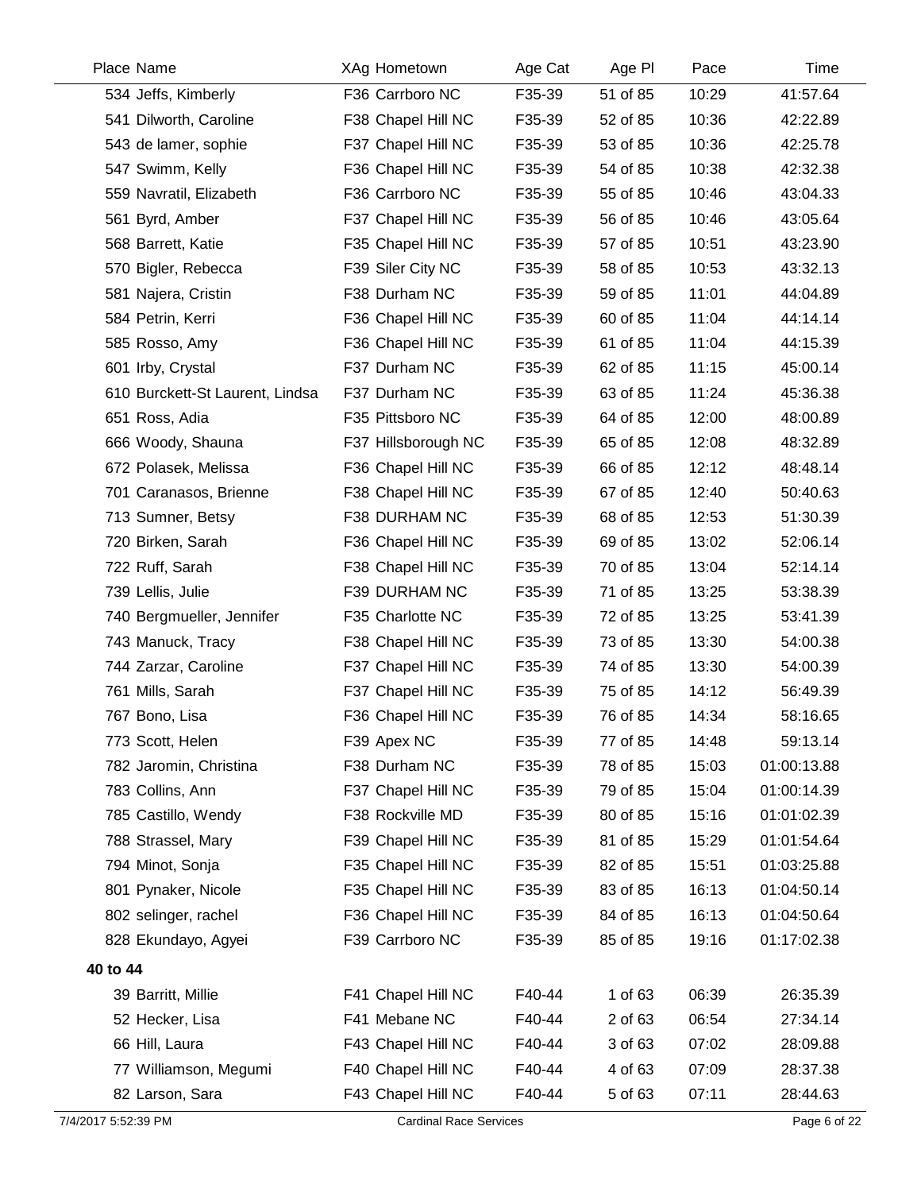| Place | Name | XAg | Hometown | Age Cat | Age Pl | Pace | Time |
|---|---|---|---|---|---|---|---|
| 534 | Jeffs, Kimberly | F36 | Carrboro NC | F35-39 | 51 of 85 | 10:29 | 41:57.64 |
| 541 | Dilworth, Caroline | F38 | Chapel Hill NC | F35-39 | 52 of 85 | 10:36 | 42:22.89 |
| 543 | de lamer, sophie | F37 | Chapel Hill NC | F35-39 | 53 of 85 | 10:36 | 42:25.78 |
| 547 | Swimm, Kelly | F36 | Chapel Hill NC | F35-39 | 54 of 85 | 10:38 | 42:32.38 |
| 559 | Navratil, Elizabeth | F36 | Carrboro NC | F35-39 | 55 of 85 | 10:46 | 43:04.33 |
| 561 | Byrd, Amber | F37 | Chapel Hill NC | F35-39 | 56 of 85 | 10:46 | 43:05.64 |
| 568 | Barrett, Katie | F35 | Chapel Hill NC | F35-39 | 57 of 85 | 10:51 | 43:23.90 |
| 570 | Bigler, Rebecca | F39 | Siler City NC | F35-39 | 58 of 85 | 10:53 | 43:32.13 |
| 581 | Najera, Cristin | F38 | Durham NC | F35-39 | 59 of 85 | 11:01 | 44:04.89 |
| 584 | Petrin, Kerri | F36 | Chapel Hill NC | F35-39 | 60 of 85 | 11:04 | 44:14.14 |
| 585 | Rosso, Amy | F36 | Chapel Hill NC | F35-39 | 61 of 85 | 11:04 | 44:15.39 |
| 601 | Irby, Crystal | F37 | Durham NC | F35-39 | 62 of 85 | 11:15 | 45:00.14 |
| 610 | Burckett-St Laurent, Lindsa | F37 | Durham NC | F35-39 | 63 of 85 | 11:24 | 45:36.38 |
| 651 | Ross, Adia | F35 | Pittsboro NC | F35-39 | 64 of 85 | 12:00 | 48:00.89 |
| 666 | Woody, Shauna | F37 | Hillsborough NC | F35-39 | 65 of 85 | 12:08 | 48:32.89 |
| 672 | Polasek, Melissa | F36 | Chapel Hill NC | F35-39 | 66 of 85 | 12:12 | 48:48.14 |
| 701 | Caranasos, Brienne | F38 | Chapel Hill NC | F35-39 | 67 of 85 | 12:40 | 50:40.63 |
| 713 | Sumner, Betsy | F38 | DURHAM NC | F35-39 | 68 of 85 | 12:53 | 51:30.39 |
| 720 | Birken, Sarah | F36 | Chapel Hill NC | F35-39 | 69 of 85 | 13:02 | 52:06.14 |
| 722 | Ruff, Sarah | F38 | Chapel Hill NC | F35-39 | 70 of 85 | 13:04 | 52:14.14 |
| 739 | Lellis, Julie | F39 | DURHAM NC | F35-39 | 71 of 85 | 13:25 | 53:38.39 |
| 740 | Bergmueller, Jennifer | F35 | Charlotte NC | F35-39 | 72 of 85 | 13:25 | 53:41.39 |
| 743 | Manuck, Tracy | F38 | Chapel Hill NC | F35-39 | 73 of 85 | 13:30 | 54:00.38 |
| 744 | Zarzar, Caroline | F37 | Chapel Hill NC | F35-39 | 74 of 85 | 13:30 | 54:00.39 |
| 761 | Mills, Sarah | F37 | Chapel Hill NC | F35-39 | 75 of 85 | 14:12 | 56:49.39 |
| 767 | Bono, Lisa | F36 | Chapel Hill NC | F35-39 | 76 of 85 | 14:34 | 58:16.65 |
| 773 | Scott, Helen | F39 | Apex NC | F35-39 | 77 of 85 | 14:48 | 59:13.14 |
| 782 | Jaromin, Christina | F38 | Durham NC | F35-39 | 78 of 85 | 15:03 | 01:00:13.88 |
| 783 | Collins, Ann | F37 | Chapel Hill NC | F35-39 | 79 of 85 | 15:04 | 01:00:14.39 |
| 785 | Castillo, Wendy | F38 | Rockville MD | F35-39 | 80 of 85 | 15:16 | 01:01:02.39 |
| 788 | Strassel, Mary | F39 | Chapel Hill NC | F35-39 | 81 of 85 | 15:29 | 01:01:54.64 |
| 794 | Minot, Sonja | F35 | Chapel Hill NC | F35-39 | 82 of 85 | 15:51 | 01:03:25.88 |
| 801 | Pynaker, Nicole | F35 | Chapel Hill NC | F35-39 | 83 of 85 | 16:13 | 01:04:50.14 |
| 802 | selinger, rachel | F36 | Chapel Hill NC | F35-39 | 84 of 85 | 16:13 | 01:04:50.64 |
| 828 | Ekundayo, Agyei | F39 | Carrboro NC | F35-39 | 85 of 85 | 19:16 | 01:17:02.38 |
| **40 to 44** | | | | | | | |
| 39 | Barritt, Millie | F41 | Chapel Hill NC | F40-44 | 1 of 63 | 06:39 | 26:35.39 |
| 52 | Hecker, Lisa | F41 | Mebane NC | F40-44 | 2 of 63 | 06:54 | 27:34.14 |
| 66 | Hill, Laura | F43 | Chapel Hill NC | F40-44 | 3 of 63 | 07:02 | 28:09.88 |
| 77 | Williamson, Megumi | F40 | Chapel Hill NC | F40-44 | 4 of 63 | 07:09 | 28:37.38 |
| 82 | Larson, Sara | F43 | Chapel Hill NC | F40-44 | 5 of 63 | 07:11 | 28:44.63 |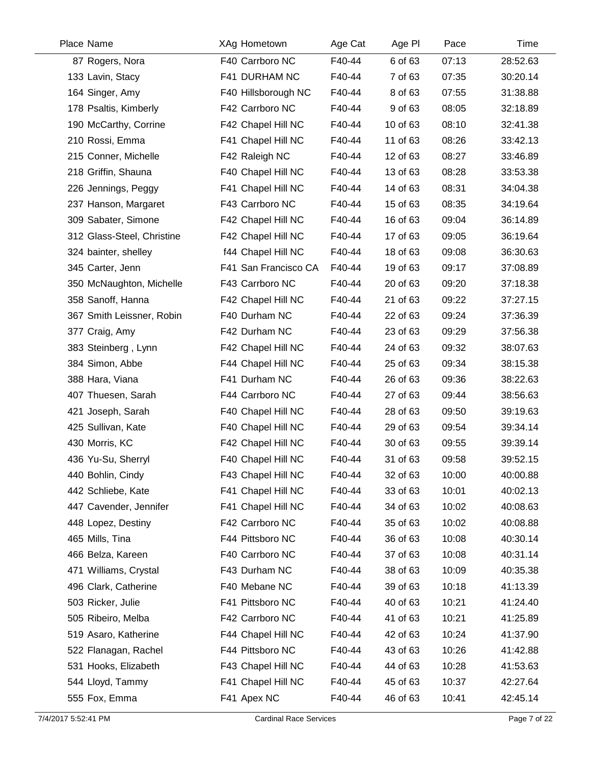| Place | Name | XAg | Hometown | Age Cat | Age Pl | Pace | Time |
|---|---|---|---|---|---|---|---|
| 87 | Rogers, Nora | F40 | Carrboro NC | F40-44 | 6 of 63 | 07:13 | 28:52.63 |
| 133 | Lavin, Stacy | F41 | DURHAM NC | F40-44 | 7 of 63 | 07:35 | 30:20.14 |
| 164 | Singer, Amy | F40 | Hillsborough NC | F40-44 | 8 of 63 | 07:55 | 31:38.88 |
| 178 | Psaltis, Kimberly | F42 | Carrboro NC | F40-44 | 9 of 63 | 08:05 | 32:18.89 |
| 190 | McCarthy, Corrine | F42 | Chapel Hill NC | F40-44 | 10 of 63 | 08:10 | 32:41.38 |
| 210 | Rossi, Emma | F41 | Chapel Hill NC | F40-44 | 11 of 63 | 08:26 | 33:42.13 |
| 215 | Conner, Michelle | F42 | Raleigh NC | F40-44 | 12 of 63 | 08:27 | 33:46.89 |
| 218 | Griffin, Shauna | F40 | Chapel Hill NC | F40-44 | 13 of 63 | 08:28 | 33:53.38 |
| 226 | Jennings, Peggy | F41 | Chapel Hill NC | F40-44 | 14 of 63 | 08:31 | 34:04.38 |
| 237 | Hanson, Margaret | F43 | Carrboro NC | F40-44 | 15 of 63 | 08:35 | 34:19.64 |
| 309 | Sabater, Simone | F42 | Chapel Hill NC | F40-44 | 16 of 63 | 09:04 | 36:14.89 |
| 312 | Glass-Steel, Christine | F42 | Chapel Hill NC | F40-44 | 17 of 63 | 09:05 | 36:19.64 |
| 324 | bainter, shelley | f44 | Chapel Hill NC | F40-44 | 18 of 63 | 09:08 | 36:30.63 |
| 345 | Carter, Jenn | F41 | San Francisco CA | F40-44 | 19 of 63 | 09:17 | 37:08.89 |
| 350 | McNaughton, Michelle | F43 | Carrboro NC | F40-44 | 20 of 63 | 09:20 | 37:18.38 |
| 358 | Sanoff, Hanna | F42 | Chapel Hill NC | F40-44 | 21 of 63 | 09:22 | 37:27.15 |
| 367 | Smith Leissner, Robin | F40 | Durham NC | F40-44 | 22 of 63 | 09:24 | 37:36.39 |
| 377 | Craig, Amy | F42 | Durham NC | F40-44 | 23 of 63 | 09:29 | 37:56.38 |
| 383 | Steinberg , Lynn | F42 | Chapel Hill NC | F40-44 | 24 of 63 | 09:32 | 38:07.63 |
| 384 | Simon, Abbe | F44 | Chapel Hill NC | F40-44 | 25 of 63 | 09:34 | 38:15.38 |
| 388 | Hara, Viana | F41 | Durham NC | F40-44 | 26 of 63 | 09:36 | 38:22.63 |
| 407 | Thuesen, Sarah | F44 | Carrboro NC | F40-44 | 27 of 63 | 09:44 | 38:56.63 |
| 421 | Joseph, Sarah | F40 | Chapel Hill NC | F40-44 | 28 of 63 | 09:50 | 39:19.63 |
| 425 | Sullivan, Kate | F40 | Chapel Hill NC | F40-44 | 29 of 63 | 09:54 | 39:34.14 |
| 430 | Morris, KC | F42 | Chapel Hill NC | F40-44 | 30 of 63 | 09:55 | 39:39.14 |
| 436 | Yu-Su, Sherryl | F40 | Chapel Hill NC | F40-44 | 31 of 63 | 09:58 | 39:52.15 |
| 440 | Bohlin, Cindy | F43 | Chapel Hill NC | F40-44 | 32 of 63 | 10:00 | 40:00.88 |
| 442 | Schliebe, Kate | F41 | Chapel Hill NC | F40-44 | 33 of 63 | 10:01 | 40:02.13 |
| 447 | Cavender, Jennifer | F41 | Chapel Hill NC | F40-44 | 34 of 63 | 10:02 | 40:08.63 |
| 448 | Lopez, Destiny | F42 | Carrboro NC | F40-44 | 35 of 63 | 10:02 | 40:08.88 |
| 465 | Mills, Tina | F44 | Pittsboro NC | F40-44 | 36 of 63 | 10:08 | 40:30.14 |
| 466 | Belza, Kareen | F40 | Carrboro NC | F40-44 | 37 of 63 | 10:08 | 40:31.14 |
| 471 | Williams, Crystal | F43 | Durham NC | F40-44 | 38 of 63 | 10:09 | 40:35.38 |
| 496 | Clark, Catherine | F40 | Mebane NC | F40-44 | 39 of 63 | 10:18 | 41:13.39 |
| 503 | Ricker, Julie | F41 | Pittsboro NC | F40-44 | 40 of 63 | 10:21 | 41:24.40 |
| 505 | Ribeiro, Melba | F42 | Carrboro NC | F40-44 | 41 of 63 | 10:21 | 41:25.89 |
| 519 | Asaro, Katherine | F44 | Chapel Hill NC | F40-44 | 42 of 63 | 10:24 | 41:37.90 |
| 522 | Flanagan, Rachel | F44 | Pittsboro NC | F40-44 | 43 of 63 | 10:26 | 41:42.88 |
| 531 | Hooks, Elizabeth | F43 | Chapel Hill NC | F40-44 | 44 of 63 | 10:28 | 41:53.63 |
| 544 | Lloyd, Tammy | F41 | Chapel Hill NC | F40-44 | 45 of 63 | 10:37 | 42:27.64 |
| 555 | Fox, Emma | F41 | Apex NC | F40-44 | 46 of 63 | 10:41 | 42:45.14 |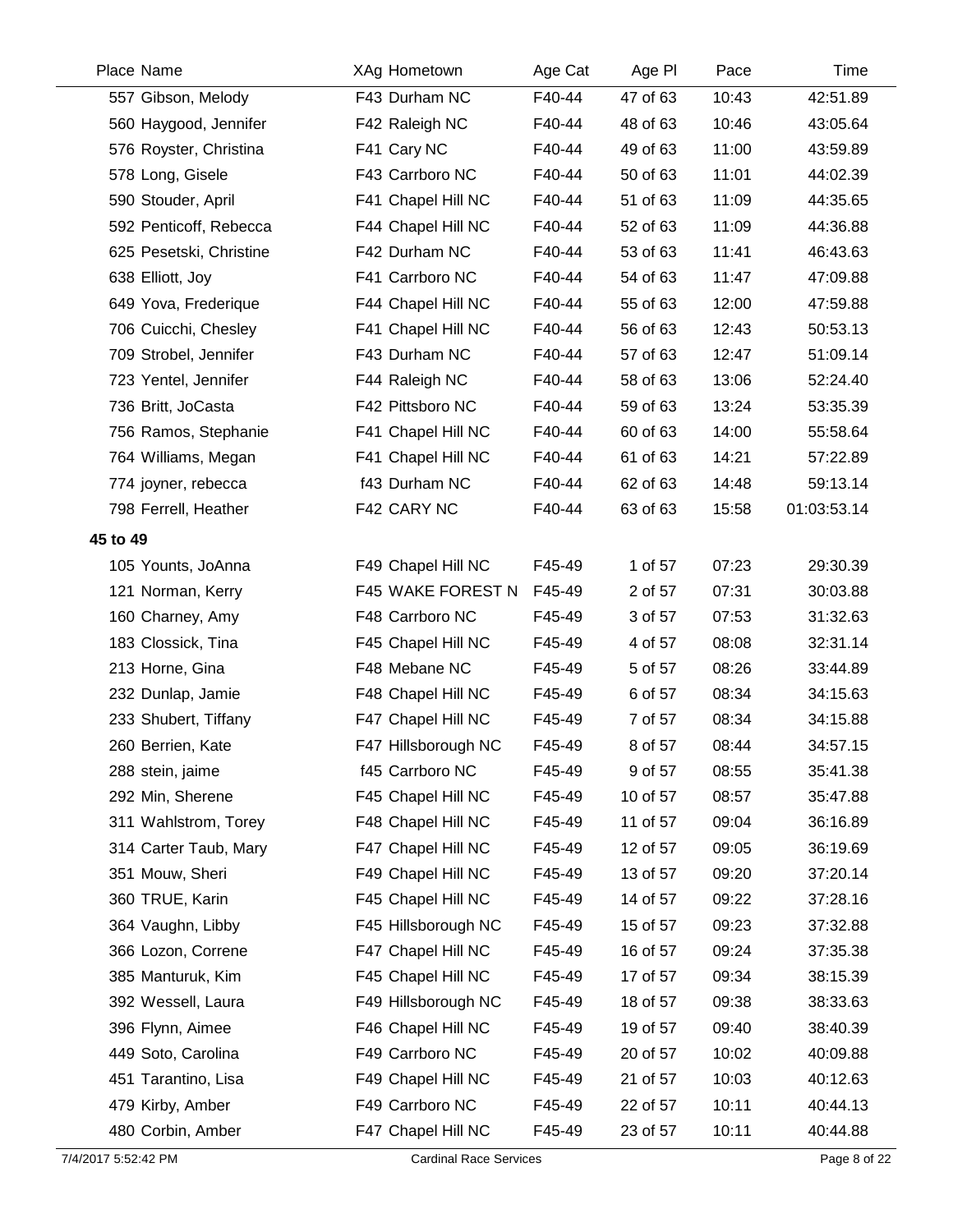| Place | Name | XAg | Hometown | Age Cat | Age Pl | Pace | Time |
|---|---|---|---|---|---|---|---|
| 557 | Gibson, Melody | F43 | Durham NC | F40-44 | 47 of 63 | 10:43 | 42:51.89 |
| 560 | Haygood, Jennifer | F42 | Raleigh NC | F40-44 | 48 of 63 | 10:46 | 43:05.64 |
| 576 | Royster, Christina | F41 | Cary NC | F40-44 | 49 of 63 | 11:00 | 43:59.89 |
| 578 | Long, Gisele | F43 | Carrboro NC | F40-44 | 50 of 63 | 11:01 | 44:02.39 |
| 590 | Stouder, April | F41 | Chapel Hill NC | F40-44 | 51 of 63 | 11:09 | 44:35.65 |
| 592 | Penticoff, Rebecca | F44 | Chapel Hill NC | F40-44 | 52 of 63 | 11:09 | 44:36.88 |
| 625 | Pesetski, Christine | F42 | Durham NC | F40-44 | 53 of 63 | 11:41 | 46:43.63 |
| 638 | Elliott, Joy | F41 | Carrboro NC | F40-44 | 54 of 63 | 11:47 | 47:09.88 |
| 649 | Yova, Frederique | F44 | Chapel Hill NC | F40-44 | 55 of 63 | 12:00 | 47:59.88 |
| 706 | Cuicchi, Chesley | F41 | Chapel Hill NC | F40-44 | 56 of 63 | 12:43 | 50:53.13 |
| 709 | Strobel, Jennifer | F43 | Durham NC | F40-44 | 57 of 63 | 12:47 | 51:09.14 |
| 723 | Yentel, Jennifer | F44 | Raleigh NC | F40-44 | 58 of 63 | 13:06 | 52:24.40 |
| 736 | Britt, JoCasta | F42 | Pittsboro NC | F40-44 | 59 of 63 | 13:24 | 53:35.39 |
| 756 | Ramos, Stephanie | F41 | Chapel Hill NC | F40-44 | 60 of 63 | 14:00 | 55:58.64 |
| 764 | Williams, Megan | F41 | Chapel Hill NC | F40-44 | 61 of 63 | 14:21 | 57:22.89 |
| 774 | joyner, rebecca | f43 | Durham NC | F40-44 | 62 of 63 | 14:48 | 59:13.14 |
| 798 | Ferrell, Heather | F42 | CARY NC | F40-44 | 63 of 63 | 15:58 | 01:03:53.14 |
| **45 to 49** | | | | | | | |
| 105 | Younts, JoAnna | F49 | Chapel Hill NC | F45-49 | 1 of 57 | 07:23 | 29:30.39 |
| 121 | Norman, Kerry | F45 | WAKE FOREST N | F45-49 | 2 of 57 | 07:31 | 30:03.88 |
| 160 | Charney, Amy | F48 | Carrboro NC | F45-49 | 3 of 57 | 07:53 | 31:32.63 |
| 183 | Clossick, Tina | F45 | Chapel Hill NC | F45-49 | 4 of 57 | 08:08 | 32:31.14 |
| 213 | Horne, Gina | F48 | Mebane NC | F45-49 | 5 of 57 | 08:26 | 33:44.89 |
| 232 | Dunlap, Jamie | F48 | Chapel Hill NC | F45-49 | 6 of 57 | 08:34 | 34:15.63 |
| 233 | Shubert, Tiffany | F47 | Chapel Hill NC | F45-49 | 7 of 57 | 08:34 | 34:15.88 |
| 260 | Berrien, Kate | F47 | Hillsborough NC | F45-49 | 8 of 57 | 08:44 | 34:57.15 |
| 288 | stein, jaime | f45 | Carrboro NC | F45-49 | 9 of 57 | 08:55 | 35:41.38 |
| 292 | Min, Sherene | F45 | Chapel Hill NC | F45-49 | 10 of 57 | 08:57 | 35:47.88 |
| 311 | Wahlstrom, Torey | F48 | Chapel Hill NC | F45-49 | 11 of 57 | 09:04 | 36:16.89 |
| 314 | Carter Taub, Mary | F47 | Chapel Hill NC | F45-49 | 12 of 57 | 09:05 | 36:19.69 |
| 351 | Mouw, Sheri | F49 | Chapel Hill NC | F45-49 | 13 of 57 | 09:20 | 37:20.14 |
| 360 | TRUE, Karin | F45 | Chapel Hill NC | F45-49 | 14 of 57 | 09:22 | 37:28.16 |
| 364 | Vaughn, Libby | F45 | Hillsborough NC | F45-49 | 15 of 57 | 09:23 | 37:32.88 |
| 366 | Lozon, Correne | F47 | Chapel Hill NC | F45-49 | 16 of 57 | 09:24 | 37:35.38 |
| 385 | Manturuk, Kim | F45 | Chapel Hill NC | F45-49 | 17 of 57 | 09:34 | 38:15.39 |
| 392 | Wessell, Laura | F49 | Hillsborough NC | F45-49 | 18 of 57 | 09:38 | 38:33.63 |
| 396 | Flynn, Aimee | F46 | Chapel Hill NC | F45-49 | 19 of 57 | 09:40 | 38:40.39 |
| 449 | Soto, Carolina | F49 | Carrboro NC | F45-49 | 20 of 57 | 10:02 | 40:09.88 |
| 451 | Tarantino, Lisa | F49 | Chapel Hill NC | F45-49 | 21 of 57 | 10:03 | 40:12.63 |
| 479 | Kirby, Amber | F49 | Carrboro NC | F45-49 | 22 of 57 | 10:11 | 40:44.13 |
| 480 | Corbin, Amber | F47 | Chapel Hill NC | F45-49 | 23 of 57 | 10:11 | 40:44.88 |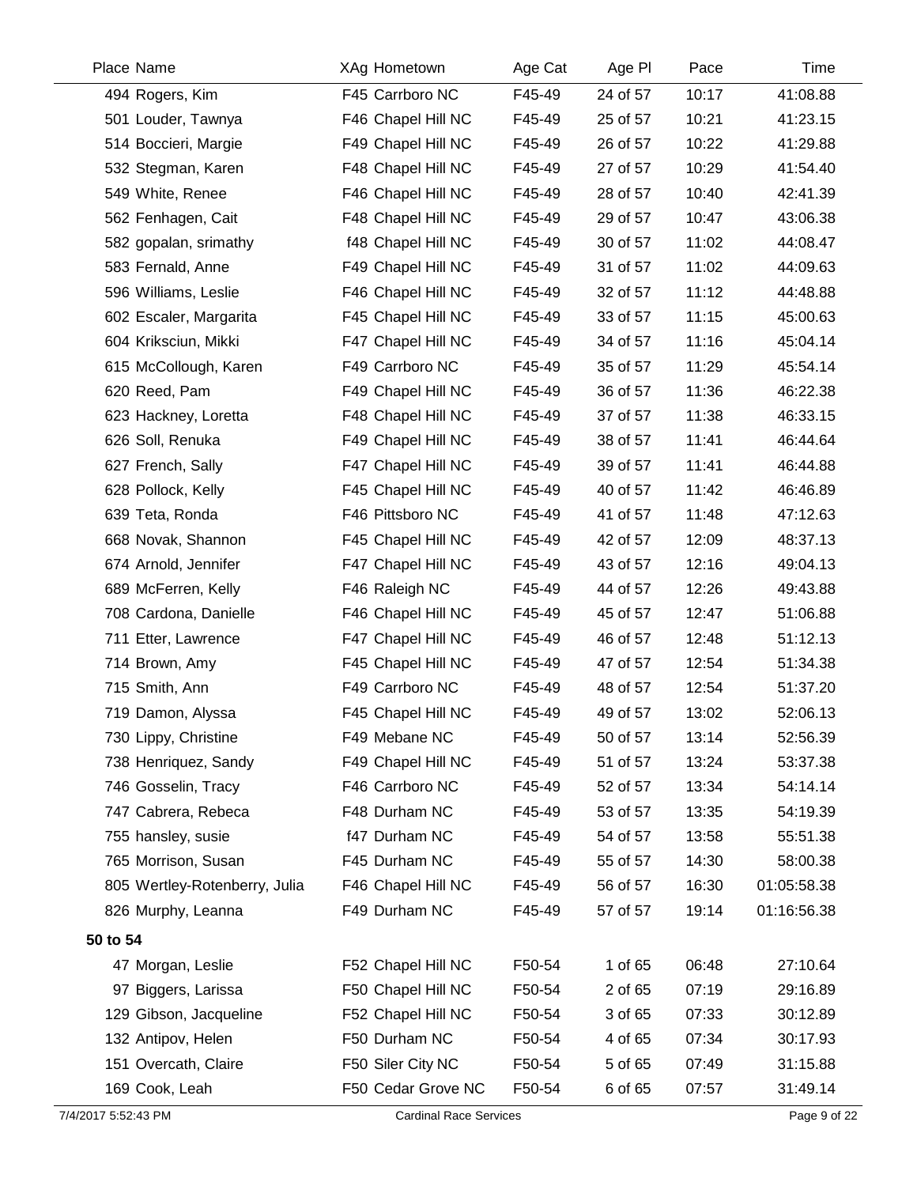| Place | Name | XAg | Hometown | Age Cat | Age Pl | Pace | Time |
|---|---|---|---|---|---|---|---|
| 494 | Rogers, Kim | F45 | Carrboro NC | F45-49 | 24 of 57 | 10:17 | 41:08.88 |
| 501 | Louder, Tawnya | F46 | Chapel Hill NC | F45-49 | 25 of 57 | 10:21 | 41:23.15 |
| 514 | Boccieri, Margie | F49 | Chapel Hill NC | F45-49 | 26 of 57 | 10:22 | 41:29.88 |
| 532 | Stegman, Karen | F48 | Chapel Hill NC | F45-49 | 27 of 57 | 10:29 | 41:54.40 |
| 549 | White, Renee | F46 | Chapel Hill NC | F45-49 | 28 of 57 | 10:40 | 42:41.39 |
| 562 | Fenhagen, Cait | F48 | Chapel Hill NC | F45-49 | 29 of 57 | 10:47 | 43:06.38 |
| 582 | gopalan, srimathy | f48 | Chapel Hill NC | F45-49 | 30 of 57 | 11:02 | 44:08.47 |
| 583 | Fernald, Anne | F49 | Chapel Hill NC | F45-49 | 31 of 57 | 11:02 | 44:09.63 |
| 596 | Williams, Leslie | F46 | Chapel Hill NC | F45-49 | 32 of 57 | 11:12 | 44:48.88 |
| 602 | Escaler, Margarita | F45 | Chapel Hill NC | F45-49 | 33 of 57 | 11:15 | 45:00.63 |
| 604 | Kriksciun, Mikki | F47 | Chapel Hill NC | F45-49 | 34 of 57 | 11:16 | 45:04.14 |
| 615 | McCollough, Karen | F49 | Carrboro NC | F45-49 | 35 of 57 | 11:29 | 45:54.14 |
| 620 | Reed, Pam | F49 | Chapel Hill NC | F45-49 | 36 of 57 | 11:36 | 46:22.38 |
| 623 | Hackney, Loretta | F48 | Chapel Hill NC | F45-49 | 37 of 57 | 11:38 | 46:33.15 |
| 626 | Soll, Renuka | F49 | Chapel Hill NC | F45-49 | 38 of 57 | 11:41 | 46:44.64 |
| 627 | French, Sally | F47 | Chapel Hill NC | F45-49 | 39 of 57 | 11:41 | 46:44.88 |
| 628 | Pollock, Kelly | F45 | Chapel Hill NC | F45-49 | 40 of 57 | 11:42 | 46:46.89 |
| 639 | Teta, Ronda | F46 | Pittsboro NC | F45-49 | 41 of 57 | 11:48 | 47:12.63 |
| 668 | Novak, Shannon | F45 | Chapel Hill NC | F45-49 | 42 of 57 | 12:09 | 48:37.13 |
| 674 | Arnold, Jennifer | F47 | Chapel Hill NC | F45-49 | 43 of 57 | 12:16 | 49:04.13 |
| 689 | McFerren, Kelly | F46 | Raleigh NC | F45-49 | 44 of 57 | 12:26 | 49:43.88 |
| 708 | Cardona, Danielle | F46 | Chapel Hill NC | F45-49 | 45 of 57 | 12:47 | 51:06.88 |
| 711 | Etter, Lawrence | F47 | Chapel Hill NC | F45-49 | 46 of 57 | 12:48 | 51:12.13 |
| 714 | Brown, Amy | F45 | Chapel Hill NC | F45-49 | 47 of 57 | 12:54 | 51:34.38 |
| 715 | Smith, Ann | F49 | Carrboro NC | F45-49 | 48 of 57 | 12:54 | 51:37.20 |
| 719 | Damon, Alyssa | F45 | Chapel Hill NC | F45-49 | 49 of 57 | 13:02 | 52:06.13 |
| 730 | Lippy, Christine | F49 | Mebane NC | F45-49 | 50 of 57 | 13:14 | 52:56.39 |
| 738 | Henriquez, Sandy | F49 | Chapel Hill NC | F45-49 | 51 of 57 | 13:24 | 53:37.38 |
| 746 | Gosselin, Tracy | F46 | Carrboro NC | F45-49 | 52 of 57 | 13:34 | 54:14.14 |
| 747 | Cabrera, Rebeca | F48 | Durham NC | F45-49 | 53 of 57 | 13:35 | 54:19.39 |
| 755 | hansley, susie | f47 | Durham NC | F45-49 | 54 of 57 | 13:58 | 55:51.38 |
| 765 | Morrison, Susan | F45 | Durham NC | F45-49 | 55 of 57 | 14:30 | 58:00.38 |
| 805 | Wertley-Rotenberry, Julia | F46 | Chapel Hill NC | F45-49 | 56 of 57 | 16:30 | 01:05:58.38 |
| 826 | Murphy, Leanna | F49 | Durham NC | F45-49 | 57 of 57 | 19:14 | 01:16:56.38 |
| **50 to 54** | | | | | | | |
| 47 | Morgan, Leslie | F52 | Chapel Hill NC | F50-54 | 1 of 65 | 06:48 | 27:10.64 |
| 97 | Biggers, Larissa | F50 | Chapel Hill NC | F50-54 | 2 of 65 | 07:19 | 29:16.89 |
| 129 | Gibson, Jacqueline | F52 | Chapel Hill NC | F50-54 | 3 of 65 | 07:33 | 30:12.89 |
| 132 | Antipov, Helen | F50 | Durham NC | F50-54 | 4 of 65 | 07:34 | 30:17.93 |
| 151 | Overcath, Claire | F50 | Siler City NC | F50-54 | 5 of 65 | 07:49 | 31:15.88 |
| 169 | Cook, Leah | F50 | Cedar Grove NC | F50-54 | 6 of 65 | 07:57 | 31:49.14 |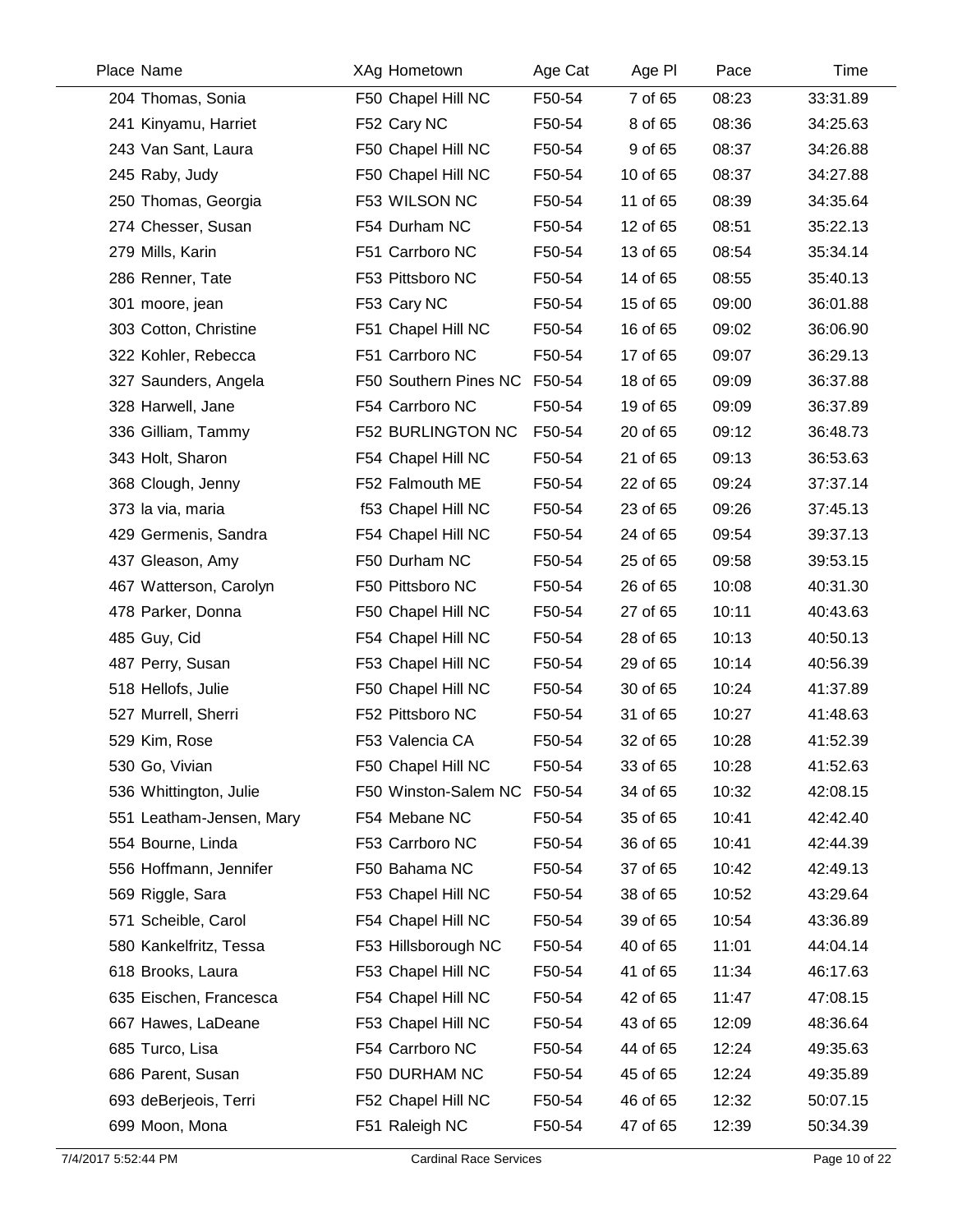| Place | Name | XAg | Hometown | Age Cat | Age Pl | Pace | Time |
|---|---|---|---|---|---|---|---|
| 204 | Thomas, Sonia | F50 | Chapel Hill NC | F50-54 | 7 of 65 | 08:23 | 33:31.89 |
| 241 | Kinyamu, Harriet | F52 | Cary NC | F50-54 | 8 of 65 | 08:36 | 34:25.63 |
| 243 | Van Sant, Laura | F50 | Chapel Hill NC | F50-54 | 9 of 65 | 08:37 | 34:26.88 |
| 245 | Raby, Judy | F50 | Chapel Hill NC | F50-54 | 10 of 65 | 08:37 | 34:27.88 |
| 250 | Thomas, Georgia | F53 | WILSON NC | F50-54 | 11 of 65 | 08:39 | 34:35.64 |
| 274 | Chesser, Susan | F54 | Durham NC | F50-54 | 12 of 65 | 08:51 | 35:22.13 |
| 279 | Mills, Karin | F51 | Carrboro NC | F50-54 | 13 of 65 | 08:54 | 35:34.14 |
| 286 | Renner, Tate | F53 | Pittsboro NC | F50-54 | 14 of 65 | 08:55 | 35:40.13 |
| 301 | moore, jean | F53 | Cary NC | F50-54 | 15 of 65 | 09:00 | 36:01.88 |
| 303 | Cotton, Christine | F51 | Chapel Hill NC | F50-54 | 16 of 65 | 09:02 | 36:06.90 |
| 322 | Kohler, Rebecca | F51 | Carrboro NC | F50-54 | 17 of 65 | 09:07 | 36:29.13 |
| 327 | Saunders, Angela | F50 | Southern Pines NC | F50-54 | 18 of 65 | 09:09 | 36:37.88 |
| 328 | Harwell, Jane | F54 | Carrboro NC | F50-54 | 19 of 65 | 09:09 | 36:37.89 |
| 336 | Gilliam, Tammy | F52 | BURLINGTON NC | F50-54 | 20 of 65 | 09:12 | 36:48.73 |
| 343 | Holt, Sharon | F54 | Chapel Hill NC | F50-54 | 21 of 65 | 09:13 | 36:53.63 |
| 368 | Clough, Jenny | F52 | Falmouth ME | F50-54 | 22 of 65 | 09:24 | 37:37.14 |
| 373 | la via, maria | f53 | Chapel Hill NC | F50-54 | 23 of 65 | 09:26 | 37:45.13 |
| 429 | Germenis, Sandra | F54 | Chapel Hill NC | F50-54 | 24 of 65 | 09:54 | 39:37.13 |
| 437 | Gleason, Amy | F50 | Durham NC | F50-54 | 25 of 65 | 09:58 | 39:53.15 |
| 467 | Watterson, Carolyn | F50 | Pittsboro NC | F50-54 | 26 of 65 | 10:08 | 40:31.30 |
| 478 | Parker, Donna | F50 | Chapel Hill NC | F50-54 | 27 of 65 | 10:11 | 40:43.63 |
| 485 | Guy, Cid | F54 | Chapel Hill NC | F50-54 | 28 of 65 | 10:13 | 40:50.13 |
| 487 | Perry, Susan | F53 | Chapel Hill NC | F50-54 | 29 of 65 | 10:14 | 40:56.39 |
| 518 | Hellofs, Julie | F50 | Chapel Hill NC | F50-54 | 30 of 65 | 10:24 | 41:37.89 |
| 527 | Murrell, Sherri | F52 | Pittsboro NC | F50-54 | 31 of 65 | 10:27 | 41:48.63 |
| 529 | Kim, Rose | F53 | Valencia CA | F50-54 | 32 of 65 | 10:28 | 41:52.39 |
| 530 | Go, Vivian | F50 | Chapel Hill NC | F50-54 | 33 of 65 | 10:28 | 41:52.63 |
| 536 | Whittington, Julie | F50 | Winston-Salem NC | F50-54 | 34 of 65 | 10:32 | 42:08.15 |
| 551 | Leatham-Jensen, Mary | F54 | Mebane NC | F50-54 | 35 of 65 | 10:41 | 42:42.40 |
| 554 | Bourne, Linda | F53 | Carrboro NC | F50-54 | 36 of 65 | 10:41 | 42:44.39 |
| 556 | Hoffmann, Jennifer | F50 | Bahama NC | F50-54 | 37 of 65 | 10:42 | 42:49.13 |
| 569 | Riggle, Sara | F53 | Chapel Hill NC | F50-54 | 38 of 65 | 10:52 | 43:29.64 |
| 571 | Scheible, Carol | F54 | Chapel Hill NC | F50-54 | 39 of 65 | 10:54 | 43:36.89 |
| 580 | Kankelfritz, Tessa | F53 | Hillsborough NC | F50-54 | 40 of 65 | 11:01 | 44:04.14 |
| 618 | Brooks, Laura | F53 | Chapel Hill NC | F50-54 | 41 of 65 | 11:34 | 46:17.63 |
| 635 | Eischen, Francesca | F54 | Chapel Hill NC | F50-54 | 42 of 65 | 11:47 | 47:08.15 |
| 667 | Hawes, LaDeane | F53 | Chapel Hill NC | F50-54 | 43 of 65 | 12:09 | 48:36.64 |
| 685 | Turco, Lisa | F54 | Carrboro NC | F50-54 | 44 of 65 | 12:24 | 49:35.63 |
| 686 | Parent, Susan | F50 | DURHAM NC | F50-54 | 45 of 65 | 12:24 | 49:35.89 |
| 693 | deBerjeois, Terri | F52 | Chapel Hill NC | F50-54 | 46 of 65 | 12:32 | 50:07.15 |
| 699 | Moon, Mona | F51 | Raleigh NC | F50-54 | 47 of 65 | 12:39 | 50:34.39 |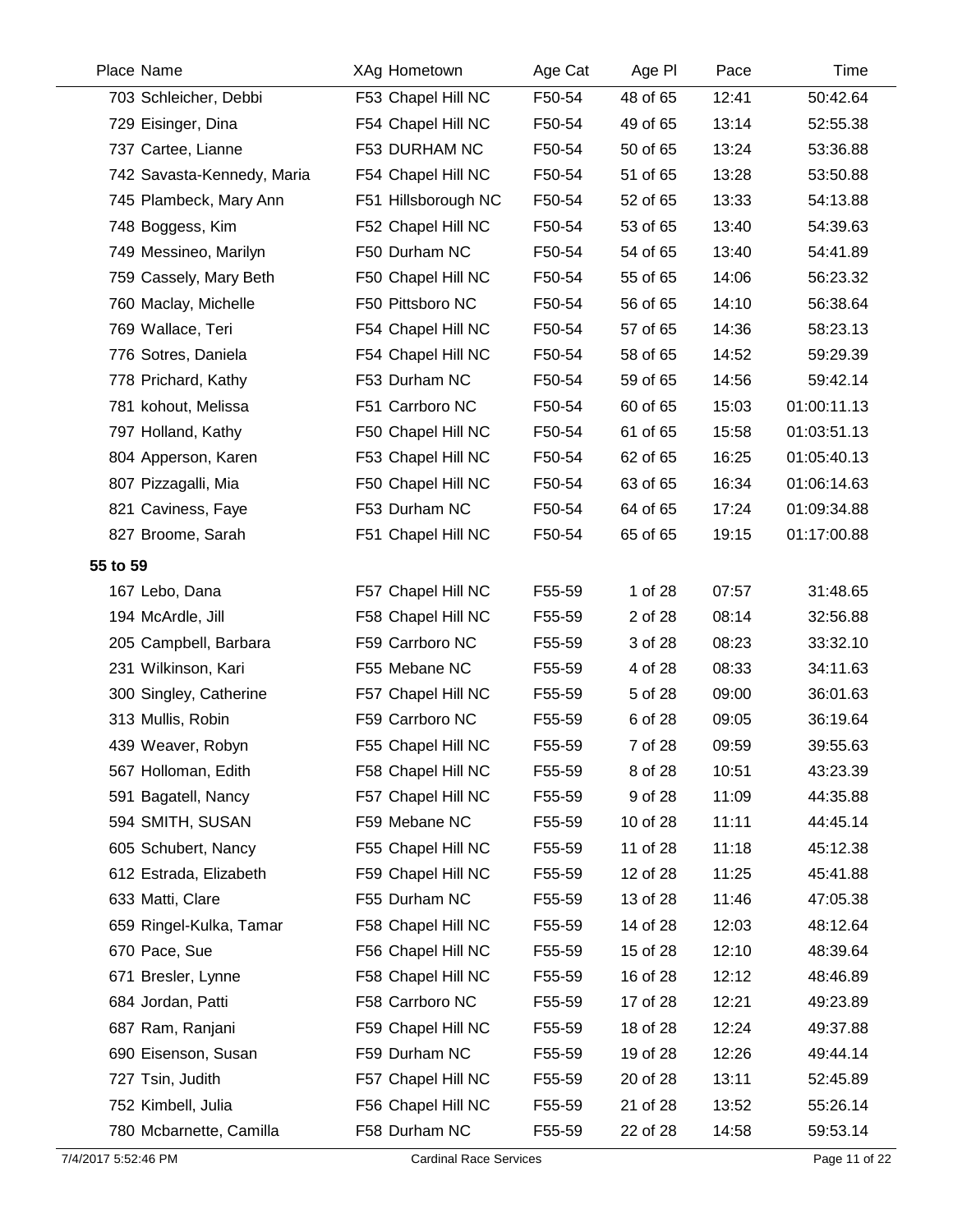| Place | Name | XAg | Hometown | Age Cat | Age Pl | Pace | Time |
|---|---|---|---|---|---|---|---|
| 703 | Schleicher, Debbi | F53 | Chapel Hill NC | F50-54 | 48 of 65 | 12:41 | 50:42.64 |
| 729 | Eisinger, Dina | F54 | Chapel Hill NC | F50-54 | 49 of 65 | 13:14 | 52:55.38 |
| 737 | Cartee, Lianne | F53 | DURHAM NC | F50-54 | 50 of 65 | 13:24 | 53:36.88 |
| 742 | Savasta-Kennedy, Maria | F54 | Chapel Hill NC | F50-54 | 51 of 65 | 13:28 | 53:50.88 |
| 745 | Plambeck, Mary Ann | F51 | Hillsborough NC | F50-54 | 52 of 65 | 13:33 | 54:13.88 |
| 748 | Boggess, Kim | F52 | Chapel Hill NC | F50-54 | 53 of 65 | 13:40 | 54:39.63 |
| 749 | Messineo, Marilyn | F50 | Durham NC | F50-54 | 54 of 65 | 13:40 | 54:41.89 |
| 759 | Cassely, Mary Beth | F50 | Chapel Hill NC | F50-54 | 55 of 65 | 14:06 | 56:23.32 |
| 760 | Maclay, Michelle | F50 | Pittsboro NC | F50-54 | 56 of 65 | 14:10 | 56:38.64 |
| 769 | Wallace, Teri | F54 | Chapel Hill NC | F50-54 | 57 of 65 | 14:36 | 58:23.13 |
| 776 | Sotres, Daniela | F54 | Chapel Hill NC | F50-54 | 58 of 65 | 14:52 | 59:29.39 |
| 778 | Prichard, Kathy | F53 | Durham NC | F50-54 | 59 of 65 | 14:56 | 59:42.14 |
| 781 | kohout, Melissa | F51 | Carrboro NC | F50-54 | 60 of 65 | 15:03 | 01:00:11.13 |
| 797 | Holland, Kathy | F50 | Chapel Hill NC | F50-54 | 61 of 65 | 15:58 | 01:03:51.13 |
| 804 | Apperson, Karen | F53 | Chapel Hill NC | F50-54 | 62 of 65 | 16:25 | 01:05:40.13 |
| 807 | Pizzagalli, Mia | F50 | Chapel Hill NC | F50-54 | 63 of 65 | 16:34 | 01:06:14.63 |
| 821 | Caviness, Faye | F53 | Durham NC | F50-54 | 64 of 65 | 17:24 | 01:09:34.88 |
| 827 | Broome, Sarah | F51 | Chapel Hill NC | F50-54 | 65 of 65 | 19:15 | 01:17:00.88 |

**55 to 59**

| Place | Name | XAg | Hometown | Age Cat | Age Pl | Pace | Time |
|---|---|---|---|---|---|---|---|
| 167 | Lebo, Dana | F57 | Chapel Hill NC | F55-59 | 1 of 28 | 07:57 | 31:48.65 |
| 194 | McArdle, Jill | F58 | Chapel Hill NC | F55-59 | 2 of 28 | 08:14 | 32:56.88 |
| 205 | Campbell, Barbara | F59 | Carrboro NC | F55-59 | 3 of 28 | 08:23 | 33:32.10 |
| 231 | Wilkinson, Kari | F55 | Mebane NC | F55-59 | 4 of 28 | 08:33 | 34:11.63 |
| 300 | Singley, Catherine | F57 | Chapel Hill NC | F55-59 | 5 of 28 | 09:00 | 36:01.63 |
| 313 | Mullis, Robin | F59 | Carrboro NC | F55-59 | 6 of 28 | 09:05 | 36:19.64 |
| 439 | Weaver, Robyn | F55 | Chapel Hill NC | F55-59 | 7 of 28 | 09:59 | 39:55.63 |
| 567 | Holloman, Edith | F58 | Chapel Hill NC | F55-59 | 8 of 28 | 10:51 | 43:23.39 |
| 591 | Bagatell, Nancy | F57 | Chapel Hill NC | F55-59 | 9 of 28 | 11:09 | 44:35.88 |
| 594 | SMITH, SUSAN | F59 | Mebane NC | F55-59 | 10 of 28 | 11:11 | 44:45.14 |
| 605 | Schubert, Nancy | F55 | Chapel Hill NC | F55-59 | 11 of 28 | 11:18 | 45:12.38 |
| 612 | Estrada, Elizabeth | F59 | Chapel Hill NC | F55-59 | 12 of 28 | 11:25 | 45:41.88 |
| 633 | Matti, Clare | F55 | Durham NC | F55-59 | 13 of 28 | 11:46 | 47:05.38 |
| 659 | Ringel-Kulka, Tamar | F58 | Chapel Hill NC | F55-59 | 14 of 28 | 12:03 | 48:12.64 |
| 670 | Pace, Sue | F56 | Chapel Hill NC | F55-59 | 15 of 28 | 12:10 | 48:39.64 |
| 671 | Bresler, Lynne | F58 | Chapel Hill NC | F55-59 | 16 of 28 | 12:12 | 48:46.89 |
| 684 | Jordan, Patti | F58 | Carrboro NC | F55-59 | 17 of 28 | 12:21 | 49:23.89 |
| 687 | Ram, Ranjani | F59 | Chapel Hill NC | F55-59 | 18 of 28 | 12:24 | 49:37.88 |
| 690 | Eisenson, Susan | F59 | Durham NC | F55-59 | 19 of 28 | 12:26 | 49:44.14 |
| 727 | Tsin, Judith | F57 | Chapel Hill NC | F55-59 | 20 of 28 | 13:11 | 52:45.89 |
| 752 | Kimbell, Julia | F56 | Chapel Hill NC | F55-59 | 21 of 28 | 13:52 | 55:26.14 |
| 780 | Mcbarnette, Camilla | F58 | Durham NC | F55-59 | 22 of 28 | 14:58 | 59:53.14 |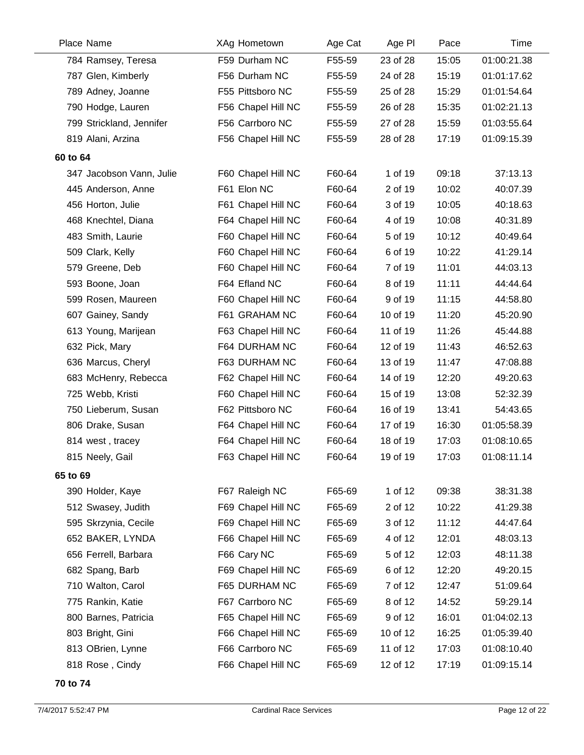| Place | Name | XAg | Hometown | Age Cat | Age Pl | Pace | Time |
|---|---|---|---|---|---|---|---|
| 784 | Ramsey, Teresa | F59 | Durham NC | F55-59 | 23 of 28 | 15:05 | 01:00:21.38 |
| 787 | Glen, Kimberly | F56 | Durham NC | F55-59 | 24 of 28 | 15:19 | 01:01:17.62 |
| 789 | Adney, Joanne | F55 | Pittsboro NC | F55-59 | 25 of 28 | 15:29 | 01:01:54.64 |
| 790 | Hodge, Lauren | F56 | Chapel Hill NC | F55-59 | 26 of 28 | 15:35 | 01:02:21.13 |
| 799 | Strickland, Jennifer | F56 | Carrboro NC | F55-59 | 27 of 28 | 15:59 | 01:03:55.64 |
| 819 | Alani, Arzina | F56 | Chapel Hill NC | F55-59 | 28 of 28 | 17:19 | 01:09:15.39 |
| **60 to 64** | | | | | | | |
| 347 | Jacobson Vann, Julie | F60 | Chapel Hill NC | F60-64 | 1 of 19 | 09:18 | 37:13.13 |
| 445 | Anderson, Anne | F61 | Elon NC | F60-64 | 2 of 19 | 10:02 | 40:07.39 |
| 456 | Horton, Julie | F61 | Chapel Hill NC | F60-64 | 3 of 19 | 10:05 | 40:18.63 |
| 468 | Knechtel, Diana | F64 | Chapel Hill NC | F60-64 | 4 of 19 | 10:08 | 40:31.89 |
| 483 | Smith, Laurie | F60 | Chapel Hill NC | F60-64 | 5 of 19 | 10:12 | 40:49.64 |
| 509 | Clark, Kelly | F60 | Chapel Hill NC | F60-64 | 6 of 19 | 10:22 | 41:29.14 |
| 579 | Greene, Deb | F60 | Chapel Hill NC | F60-64 | 7 of 19 | 11:01 | 44:03.13 |
| 593 | Boone, Joan | F64 | Efland NC | F60-64 | 8 of 19 | 11:11 | 44:44.64 |
| 599 | Rosen, Maureen | F60 | Chapel Hill NC | F60-64 | 9 of 19 | 11:15 | 44:58.80 |
| 607 | Gainey, Sandy | F61 | GRAHAM NC | F60-64 | 10 of 19 | 11:20 | 45:20.90 |
| 613 | Young, Marijean | F63 | Chapel Hill NC | F60-64 | 11 of 19 | 11:26 | 45:44.88 |
| 632 | Pick, Mary | F64 | DURHAM NC | F60-64 | 12 of 19 | 11:43 | 46:52.63 |
| 636 | Marcus, Cheryl | F63 | DURHAM NC | F60-64 | 13 of 19 | 11:47 | 47:08.88 |
| 683 | McHenry, Rebecca | F62 | Chapel Hill NC | F60-64 | 14 of 19 | 12:20 | 49:20.63 |
| 725 | Webb, Kristi | F60 | Chapel Hill NC | F60-64 | 15 of 19 | 13:08 | 52:32.39 |
| 750 | Lieberum, Susan | F62 | Pittsboro NC | F60-64 | 16 of 19 | 13:41 | 54:43.65 |
| 806 | Drake, Susan | F64 | Chapel Hill NC | F60-64 | 17 of 19 | 16:30 | 01:05:58.39 |
| 814 | west , tracey | F64 | Chapel Hill NC | F60-64 | 18 of 19 | 17:03 | 01:08:10.65 |
| 815 | Neely, Gail | F63 | Chapel Hill NC | F60-64 | 19 of 19 | 17:03 | 01:08:11.14 |
| **65 to 69** | | | | | | | |
| 390 | Holder, Kaye | F67 | Raleigh NC | F65-69 | 1 of 12 | 09:38 | 38:31.38 |
| 512 | Swasey, Judith | F69 | Chapel Hill NC | F65-69 | 2 of 12 | 10:22 | 41:29.38 |
| 595 | Skrzynia, Cecile | F69 | Chapel Hill NC | F65-69 | 3 of 12 | 11:12 | 44:47.64 |
| 652 | BAKER, LYNDA | F66 | Chapel Hill NC | F65-69 | 4 of 12 | 12:01 | 48:03.13 |
| 656 | Ferrell, Barbara | F66 | Cary NC | F65-69 | 5 of 12 | 12:03 | 48:11.38 |
| 682 | Spang, Barb | F69 | Chapel Hill NC | F65-69 | 6 of 12 | 12:20 | 49:20.15 |
| 710 | Walton, Carol | F65 | DURHAM NC | F65-69 | 7 of 12 | 12:47 | 51:09.64 |
| 775 | Rankin, Katie | F67 | Carrboro NC | F65-69 | 8 of 12 | 14:52 | 59:29.14 |
| 800 | Barnes, Patricia | F65 | Chapel Hill NC | F65-69 | 9 of 12 | 16:01 | 01:04:02.13 |
| 803 | Bright, Gini | F66 | Chapel Hill NC | F65-69 | 10 of 12 | 16:25 | 01:05:39.40 |
| 813 | OBrien, Lynne | F66 | Carrboro NC | F65-69 | 11 of 12 | 17:03 | 01:08:10.40 |
| 818 | Rose , Cindy | F66 | Chapel Hill NC | F65-69 | 12 of 12 | 17:19 | 01:09:15.14 |

**70 to 74**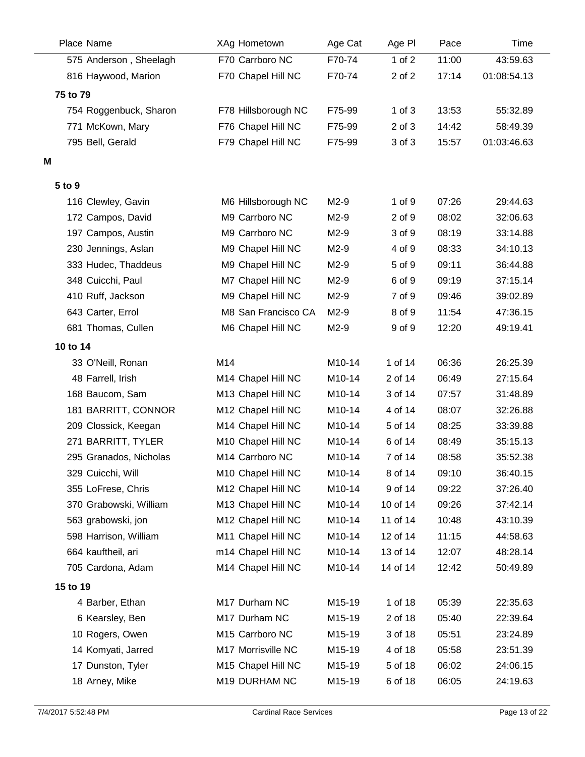| Place | Name | XAg | Hometown | Age Cat | Age Pl | Pace | Time |
|---|---|---|---|---|---|---|---|
| 575 | Anderson , Sheelagh | F70 | Carrboro NC | F70-74 | 1 of 2 | 11:00 | 43:59.63 |
| 816 | Haywood, Marion | F70 | Chapel Hill NC | F70-74 | 2 of 2 | 17:14 | 01:08:54.13 |

**75 to 79**

| Place | Name | XAg | Hometown | Age Cat | Age Pl | Pace | Time |
|---|---|---|---|---|---|---|---|
| 754 | Roggenbuck, Sharon | F78 | Hillsborough NC | F75-99 | 1 of 3 | 13:53 | 55:32.89 |
| 771 | McKown, Mary | F76 | Chapel Hill NC | F75-99 | 2 of 3 | 14:42 | 58:49.39 |
| 795 | Bell, Gerald | F79 | Chapel Hill NC | F75-99 | 3 of 3 | 15:57 | 01:03:46.63 |

## M

**5 to 9**

| Place | Name | XAg | Hometown | Age Cat | Age Pl | Pace | Time |
|---|---|---|---|---|---|---|---|
| 116 | Clewley, Gavin | M6 | Hillsborough NC | M2-9 | 1 of 9 | 07:26 | 29:44.63 |
| 172 | Campos, David | M9 | Carrboro NC | M2-9 | 2 of 9 | 08:02 | 32:06.63 |
| 197 | Campos, Austin | M9 | Carrboro NC | M2-9 | 3 of 9 | 08:19 | 33:14.88 |
| 230 | Jennings, Aslan | M9 | Chapel Hill NC | M2-9 | 4 of 9 | 08:33 | 34:10.13 |
| 333 | Hudec, Thaddeus | M9 | Chapel Hill NC | M2-9 | 5 of 9 | 09:11 | 36:44.88 |
| 348 | Cuicchi, Paul | M7 | Chapel Hill NC | M2-9 | 6 of 9 | 09:19 | 37:15.14 |
| 410 | Ruff, Jackson | M9 | Chapel Hill NC | M2-9 | 7 of 9 | 09:46 | 39:02.89 |
| 643 | Carter, Errol | M8 | San Francisco CA | M2-9 | 8 of 9 | 11:54 | 47:36.15 |
| 681 | Thomas, Cullen | M6 | Chapel Hill NC | M2-9 | 9 of 9 | 12:20 | 49:19.41 |

**10 to 14**

| Place | Name | XAg | Hometown | Age Cat | Age Pl | Pace | Time |
|---|---|---|---|---|---|---|---|
| 33 | O'Neill, Ronan | M14 | | M10-14 | 1 of 14 | 06:36 | 26:25.39 |
| 48 | Farrell, Irish | M14 | Chapel Hill NC | M10-14 | 2 of 14 | 06:49 | 27:15.64 |
| 168 | Baucom, Sam | M13 | Chapel Hill NC | M10-14 | 3 of 14 | 07:57 | 31:48.89 |
| 181 | BARRITT, CONNOR | M12 | Chapel Hill NC | M10-14 | 4 of 14 | 08:07 | 32:26.88 |
| 209 | Clossick, Keegan | M14 | Chapel Hill NC | M10-14 | 5 of 14 | 08:25 | 33:39.88 |
| 271 | BARRITT, TYLER | M10 | Chapel Hill NC | M10-14 | 6 of 14 | 08:49 | 35:15.13 |
| 295 | Granados, Nicholas | M14 | Carrboro NC | M10-14 | 7 of 14 | 08:58 | 35:52.38 |
| 329 | Cuicchi, Will | M10 | Chapel Hill NC | M10-14 | 8 of 14 | 09:10 | 36:40.15 |
| 355 | LoFrese, Chris | M12 | Chapel Hill NC | M10-14 | 9 of 14 | 09:22 | 37:26.40 |
| 370 | Grabowski, William | M13 | Chapel Hill NC | M10-14 | 10 of 14 | 09:26 | 37:42.14 |
| 563 | grabowski, jon | M12 | Chapel Hill NC | M10-14 | 11 of 14 | 10:48 | 43:10.39 |
| 598 | Harrison, William | M11 | Chapel Hill NC | M10-14 | 12 of 14 | 11:15 | 44:58.63 |
| 664 | kauftheil, ari | m14 | Chapel Hill NC | M10-14 | 13 of 14 | 12:07 | 48:28.14 |
| 705 | Cardona, Adam | M14 | Chapel Hill NC | M10-14 | 14 of 14 | 12:42 | 50:49.89 |

**15 to 19**

| Place | Name | XAg | Hometown | Age Cat | Age Pl | Pace | Time |
|---|---|---|---|---|---|---|---|
| 4 | Barber, Ethan | M17 | Durham NC | M15-19 | 1 of 18 | 05:39 | 22:35.63 |
| 6 | Kearsley, Ben | M17 | Durham NC | M15-19 | 2 of 18 | 05:40 | 22:39.64 |
| 10 | Rogers, Owen | M15 | Carrboro NC | M15-19 | 3 of 18 | 05:51 | 23:24.89 |
| 14 | Komyati, Jarred | M17 | Morrisville NC | M15-19 | 4 of 18 | 05:58 | 23:51.39 |
| 17 | Dunston, Tyler | M15 | Chapel Hill NC | M15-19 | 5 of 18 | 06:02 | 24:06.15 |
| 18 | Arney, Mike | M19 | DURHAM NC | M15-19 | 6 of 18 | 06:05 | 24:19.63 |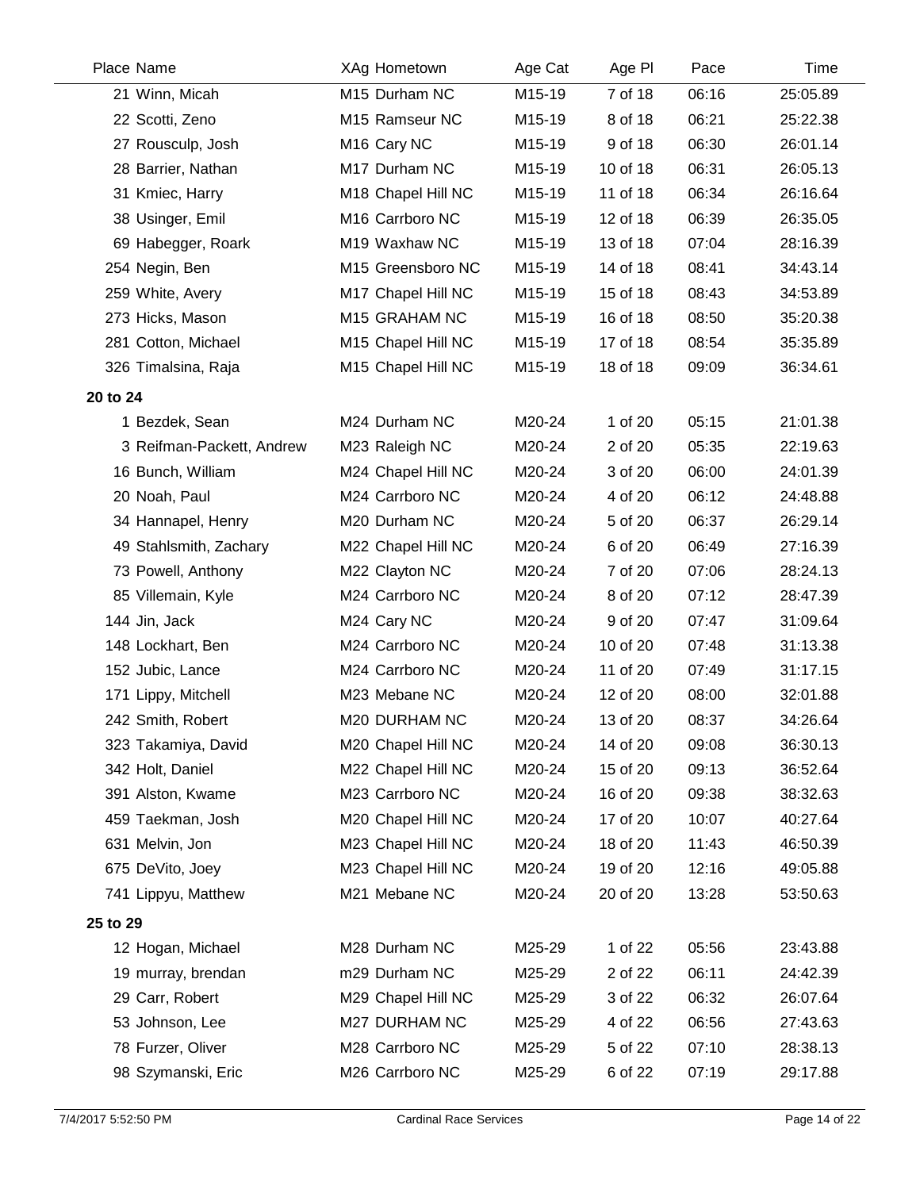| Place | Name | XAg | Hometown | Age Cat | Age Pl | Pace | Time |
|---|---|---|---|---|---|---|---|
| 21 | Winn, Micah | M15 | Durham NC | M15-19 | 7 of 18 | 06:16 | 25:05.89 |
| 22 | Scotti, Zeno | M15 | Ramseur NC | M15-19 | 8 of 18 | 06:21 | 25:22.38 |
| 27 | Rousculp, Josh | M16 | Cary NC | M15-19 | 9 of 18 | 06:30 | 26:01.14 |
| 28 | Barrier, Nathan | M17 | Durham NC | M15-19 | 10 of 18 | 06:31 | 26:05.13 |
| 31 | Kmiec, Harry | M18 | Chapel Hill NC | M15-19 | 11 of 18 | 06:34 | 26:16.64 |
| 38 | Usinger, Emil | M16 | Carrboro NC | M15-19 | 12 of 18 | 06:39 | 26:35.05 |
| 69 | Habegger, Roark | M19 | Waxhaw NC | M15-19 | 13 of 18 | 07:04 | 28:16.39 |
| 254 | Negin, Ben | M15 | Greensboro NC | M15-19 | 14 of 18 | 08:41 | 34:43.14 |
| 259 | White, Avery | M17 | Chapel Hill NC | M15-19 | 15 of 18 | 08:43 | 34:53.89 |
| 273 | Hicks, Mason | M15 | GRAHAM NC | M15-19 | 16 of 18 | 08:50 | 35:20.38 |
| 281 | Cotton, Michael | M15 | Chapel Hill NC | M15-19 | 17 of 18 | 08:54 | 35:35.89 |
| 326 | Timalsina, Raja | M15 | Chapel Hill NC | M15-19 | 18 of 18 | 09:09 | 36:34.61 |
| **20 to 24** | | | | | | | |
| 1 | Bezdek, Sean | M24 | Durham NC | M20-24 | 1 of 20 | 05:15 | 21:01.38 |
| 3 | Reifman-Packett, Andrew | M23 | Raleigh NC | M20-24 | 2 of 20 | 05:35 | 22:19.63 |
| 16 | Bunch, William | M24 | Chapel Hill NC | M20-24 | 3 of 20 | 06:00 | 24:01.39 |
| 20 | Noah, Paul | M24 | Carrboro NC | M20-24 | 4 of 20 | 06:12 | 24:48.88 |
| 34 | Hannapel, Henry | M20 | Durham NC | M20-24 | 5 of 20 | 06:37 | 26:29.14 |
| 49 | Stahlsmith, Zachary | M22 | Chapel Hill NC | M20-24 | 6 of 20 | 06:49 | 27:16.39 |
| 73 | Powell, Anthony | M22 | Clayton NC | M20-24 | 7 of 20 | 07:06 | 28:24.13 |
| 85 | Villemain, Kyle | M24 | Carrboro NC | M20-24 | 8 of 20 | 07:12 | 28:47.39 |
| 144 | Jin, Jack | M24 | Cary NC | M20-24 | 9 of 20 | 07:47 | 31:09.64 |
| 148 | Lockhart, Ben | M24 | Carrboro NC | M20-24 | 10 of 20 | 07:48 | 31:13.38 |
| 152 | Jubic, Lance | M24 | Carrboro NC | M20-24 | 11 of 20 | 07:49 | 31:17.15 |
| 171 | Lippy, Mitchell | M23 | Mebane NC | M20-24 | 12 of 20 | 08:00 | 32:01.88 |
| 242 | Smith, Robert | M20 | DURHAM NC | M20-24 | 13 of 20 | 08:37 | 34:26.64 |
| 323 | Takamiya, David | M20 | Chapel Hill NC | M20-24 | 14 of 20 | 09:08 | 36:30.13 |
| 342 | Holt, Daniel | M22 | Chapel Hill NC | M20-24 | 15 of 20 | 09:13 | 36:52.64 |
| 391 | Alston, Kwame | M23 | Carrboro NC | M20-24 | 16 of 20 | 09:38 | 38:32.63 |
| 459 | Taekman, Josh | M20 | Chapel Hill NC | M20-24 | 17 of 20 | 10:07 | 40:27.64 |
| 631 | Melvin, Jon | M23 | Chapel Hill NC | M20-24 | 18 of 20 | 11:43 | 46:50.39 |
| 675 | DeVito, Joey | M23 | Chapel Hill NC | M20-24 | 19 of 20 | 12:16 | 49:05.88 |
| 741 | Lippyu, Matthew | M21 | Mebane NC | M20-24 | 20 of 20 | 13:28 | 53:50.63 |
| **25 to 29** | | | | | | | |
| 12 | Hogan, Michael | M28 | Durham NC | M25-29 | 1 of 22 | 05:56 | 23:43.88 |
| 19 | murray, brendan | m29 | Durham NC | M25-29 | 2 of 22 | 06:11 | 24:42.39 |
| 29 | Carr, Robert | M29 | Chapel Hill NC | M25-29 | 3 of 22 | 06:32 | 26:07.64 |
| 53 | Johnson, Lee | M27 | DURHAM NC | M25-29 | 4 of 22 | 06:56 | 27:43.63 |
| 78 | Furzer, Oliver | M28 | Carrboro NC | M25-29 | 5 of 22 | 07:10 | 28:38.13 |
| 98 | Szymanski, Eric | M26 | Carrboro NC | M25-29 | 6 of 22 | 07:19 | 29:17.88 |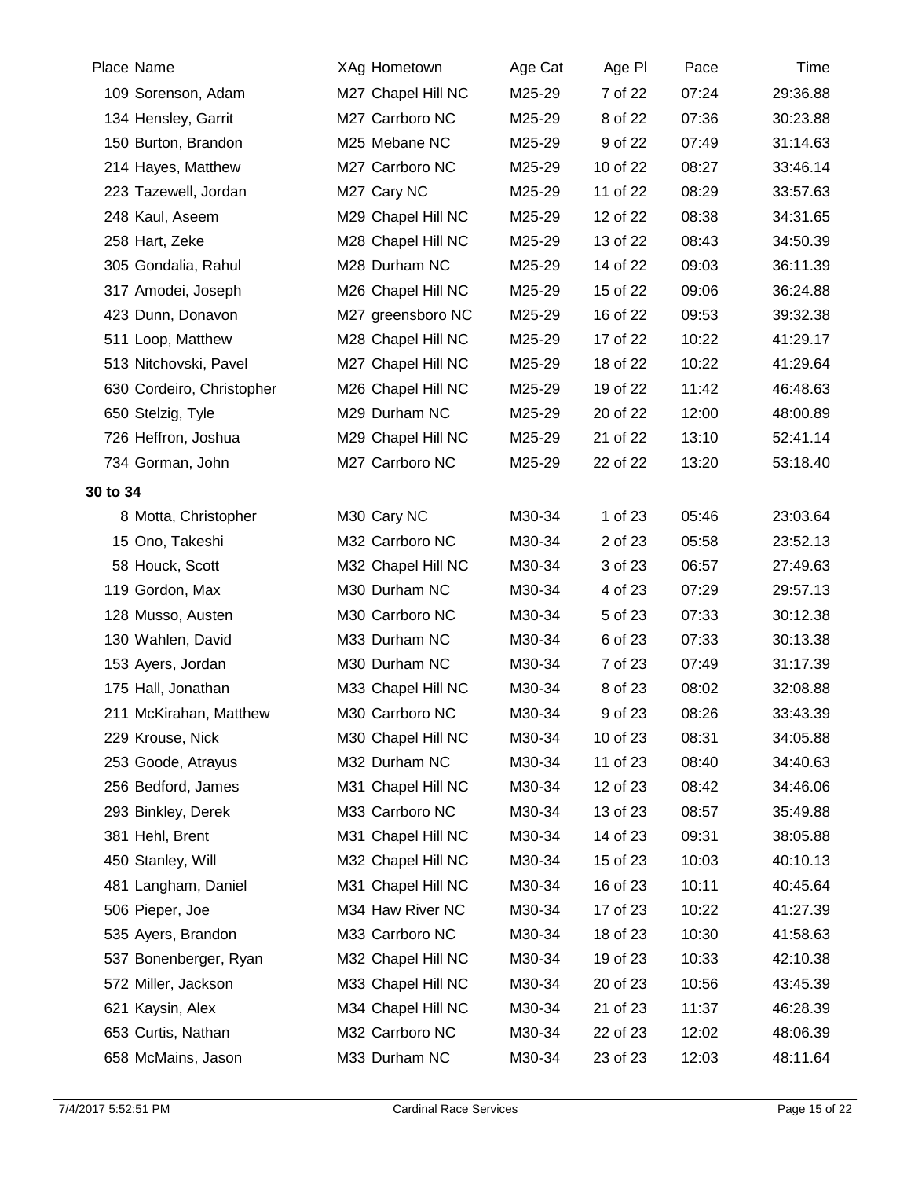| Place | Name | XAg | Hometown | Age Cat | Age Pl | Pace | Time |
|---|---|---|---|---|---|---|---|
| 109 | Sorenson, Adam | M27 | Chapel Hill NC | M25-29 | 7 of 22 | 07:24 | 29:36.88 |
| 134 | Hensley, Garrit | M27 | Carrboro NC | M25-29 | 8 of 22 | 07:36 | 30:23.88 |
| 150 | Burton, Brandon | M25 | Mebane NC | M25-29 | 9 of 22 | 07:49 | 31:14.63 |
| 214 | Hayes, Matthew | M27 | Carrboro NC | M25-29 | 10 of 22 | 08:27 | 33:46.14 |
| 223 | Tazewell, Jordan | M27 | Cary NC | M25-29 | 11 of 22 | 08:29 | 33:57.63 |
| 248 | Kaul, Aseem | M29 | Chapel Hill NC | M25-29 | 12 of 22 | 08:38 | 34:31.65 |
| 258 | Hart, Zeke | M28 | Chapel Hill NC | M25-29 | 13 of 22 | 08:43 | 34:50.39 |
| 305 | Gondalia, Rahul | M28 | Durham NC | M25-29 | 14 of 22 | 09:03 | 36:11.39 |
| 317 | Amodei, Joseph | M26 | Chapel Hill NC | M25-29 | 15 of 22 | 09:06 | 36:24.88 |
| 423 | Dunn, Donavon | M27 | greensboro NC | M25-29 | 16 of 22 | 09:53 | 39:32.38 |
| 511 | Loop, Matthew | M28 | Chapel Hill NC | M25-29 | 17 of 22 | 10:22 | 41:29.17 |
| 513 | Nitchovski, Pavel | M27 | Chapel Hill NC | M25-29 | 18 of 22 | 10:22 | 41:29.64 |
| 630 | Cordeiro, Christopher | M26 | Chapel Hill NC | M25-29 | 19 of 22 | 11:42 | 46:48.63 |
| 650 | Stelzig, Tyle | M29 | Durham NC | M25-29 | 20 of 22 | 12:00 | 48:00.89 |
| 726 | Heffron, Joshua | M29 | Chapel Hill NC | M25-29 | 21 of 22 | 13:10 | 52:41.14 |
| 734 | Gorman, John | M27 | Carrboro NC | M25-29 | 22 of 22 | 13:20 | 53:18.40 |
| **30 to 34** | | | | | | | |
| 8 | Motta, Christopher | M30 | Cary NC | M30-34 | 1 of 23 | 05:46 | 23:03.64 |
| 15 | Ono, Takeshi | M32 | Carrboro NC | M30-34 | 2 of 23 | 05:58 | 23:52.13 |
| 58 | Houck, Scott | M32 | Chapel Hill NC | M30-34 | 3 of 23 | 06:57 | 27:49.63 |
| 119 | Gordon, Max | M30 | Durham NC | M30-34 | 4 of 23 | 07:29 | 29:57.13 |
| 128 | Musso, Austen | M30 | Carrboro NC | M30-34 | 5 of 23 | 07:33 | 30:12.38 |
| 130 | Wahlen, David | M33 | Durham NC | M30-34 | 6 of 23 | 07:33 | 30:13.38 |
| 153 | Ayers, Jordan | M30 | Durham NC | M30-34 | 7 of 23 | 07:49 | 31:17.39 |
| 175 | Hall, Jonathan | M33 | Chapel Hill NC | M30-34 | 8 of 23 | 08:02 | 32:08.88 |
| 211 | McKirahan, Matthew | M30 | Carrboro NC | M30-34 | 9 of 23 | 08:26 | 33:43.39 |
| 229 | Krouse, Nick | M30 | Chapel Hill NC | M30-34 | 10 of 23 | 08:31 | 34:05.88 |
| 253 | Goode, Atrayus | M32 | Durham NC | M30-34 | 11 of 23 | 08:40 | 34:40.63 |
| 256 | Bedford, James | M31 | Chapel Hill NC | M30-34 | 12 of 23 | 08:42 | 34:46.06 |
| 293 | Binkley, Derek | M33 | Carrboro NC | M30-34 | 13 of 23 | 08:57 | 35:49.88 |
| 381 | Hehl, Brent | M31 | Chapel Hill NC | M30-34 | 14 of 23 | 09:31 | 38:05.88 |
| 450 | Stanley, Will | M32 | Chapel Hill NC | M30-34 | 15 of 23 | 10:03 | 40:10.13 |
| 481 | Langham, Daniel | M31 | Chapel Hill NC | M30-34 | 16 of 23 | 10:11 | 40:45.64 |
| 506 | Pieper, Joe | M34 | Haw River NC | M30-34 | 17 of 23 | 10:22 | 41:27.39 |
| 535 | Ayers, Brandon | M33 | Carrboro NC | M30-34 | 18 of 23 | 10:30 | 41:58.63 |
| 537 | Bonenberger, Ryan | M32 | Chapel Hill NC | M30-34 | 19 of 23 | 10:33 | 42:10.38 |
| 572 | Miller, Jackson | M33 | Chapel Hill NC | M30-34 | 20 of 23 | 10:56 | 43:45.39 |
| 621 | Kaysin, Alex | M34 | Chapel Hill NC | M30-34 | 21 of 23 | 11:37 | 46:28.39 |
| 653 | Curtis, Nathan | M32 | Carrboro NC | M30-34 | 22 of 23 | 12:02 | 48:06.39 |
| 658 | McMains, Jason | M33 | Durham NC | M30-34 | 23 of 23 | 12:03 | 48:11.64 |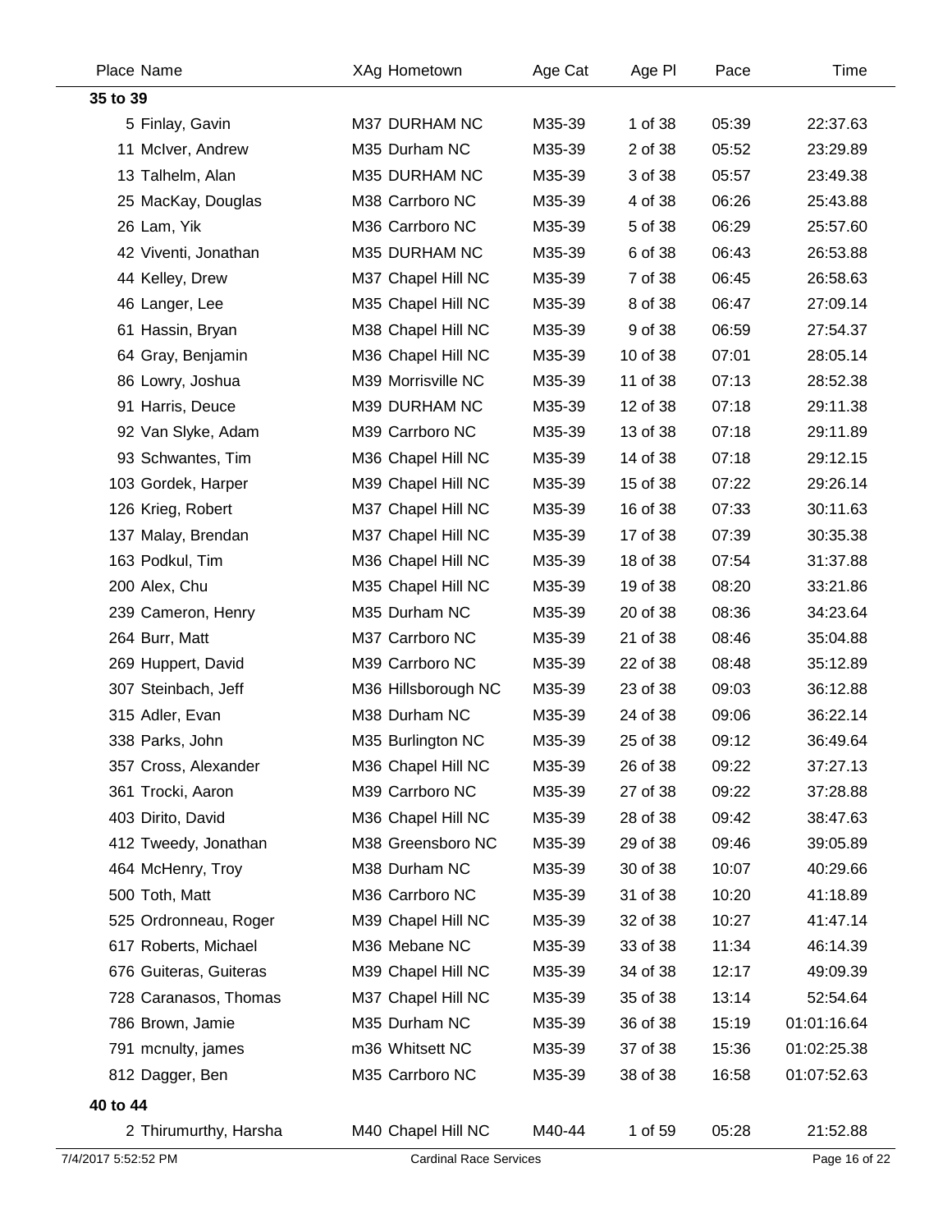| Place | Name | XAg | Hometown | Age Cat | Age Pl | Pace | Time |
|---|---|---|---|---|---|---|---|
| **35 to 39** | | | | | | | |
| 5 | Finlay, Gavin | M37 | DURHAM NC | M35-39 | 1 of 38 | 05:39 | 22:37.63 |
| 11 | McIver, Andrew | M35 | Durham NC | M35-39 | 2 of 38 | 05:52 | 23:29.89 |
| 13 | Talhelm, Alan | M35 | DURHAM NC | M35-39 | 3 of 38 | 05:57 | 23:49.38 |
| 25 | MacKay, Douglas | M38 | Carrboro NC | M35-39 | 4 of 38 | 06:26 | 25:43.88 |
| 26 | Lam, Yik | M36 | Carrboro NC | M35-39 | 5 of 38 | 06:29 | 25:57.60 |
| 42 | Viventi, Jonathan | M35 | DURHAM NC | M35-39 | 6 of 38 | 06:43 | 26:53.88 |
| 44 | Kelley, Drew | M37 | Chapel Hill NC | M35-39 | 7 of 38 | 06:45 | 26:58.63 |
| 46 | Langer, Lee | M35 | Chapel Hill NC | M35-39 | 8 of 38 | 06:47 | 27:09.14 |
| 61 | Hassin, Bryan | M38 | Chapel Hill NC | M35-39 | 9 of 38 | 06:59 | 27:54.37 |
| 64 | Gray, Benjamin | M36 | Chapel Hill NC | M35-39 | 10 of 38 | 07:01 | 28:05.14 |
| 86 | Lowry, Joshua | M39 | Morrisville NC | M35-39 | 11 of 38 | 07:13 | 28:52.38 |
| 91 | Harris, Deuce | M39 | DURHAM NC | M35-39 | 12 of 38 | 07:18 | 29:11.38 |
| 92 | Van Slyke, Adam | M39 | Carrboro NC | M35-39 | 13 of 38 | 07:18 | 29:11.89 |
| 93 | Schwantes, Tim | M36 | Chapel Hill NC | M35-39 | 14 of 38 | 07:18 | 29:12.15 |
| 103 | Gordek, Harper | M39 | Chapel Hill NC | M35-39 | 15 of 38 | 07:22 | 29:26.14 |
| 126 | Krieg, Robert | M37 | Chapel Hill NC | M35-39 | 16 of 38 | 07:33 | 30:11.63 |
| 137 | Malay, Brendan | M37 | Chapel Hill NC | M35-39 | 17 of 38 | 07:39 | 30:35.38 |
| 163 | Podkul, Tim | M36 | Chapel Hill NC | M35-39 | 18 of 38 | 07:54 | 31:37.88 |
| 200 | Alex, Chu | M35 | Chapel Hill NC | M35-39 | 19 of 38 | 08:20 | 33:21.86 |
| 239 | Cameron, Henry | M35 | Durham NC | M35-39 | 20 of 38 | 08:36 | 34:23.64 |
| 264 | Burr, Matt | M37 | Carrboro NC | M35-39 | 21 of 38 | 08:46 | 35:04.88 |
| 269 | Huppert, David | M39 | Carrboro NC | M35-39 | 22 of 38 | 08:48 | 35:12.89 |
| 307 | Steinbach, Jeff | M36 | Hillsborough NC | M35-39 | 23 of 38 | 09:03 | 36:12.88 |
| 315 | Adler, Evan | M38 | Durham NC | M35-39 | 24 of 38 | 09:06 | 36:22.14 |
| 338 | Parks, John | M35 | Burlington NC | M35-39 | 25 of 38 | 09:12 | 36:49.64 |
| 357 | Cross, Alexander | M36 | Chapel Hill NC | M35-39 | 26 of 38 | 09:22 | 37:27.13 |
| 361 | Trocki, Aaron | M39 | Carrboro NC | M35-39 | 27 of 38 | 09:22 | 37:28.88 |
| 403 | Dirito, David | M36 | Chapel Hill NC | M35-39 | 28 of 38 | 09:42 | 38:47.63 |
| 412 | Tweedy, Jonathan | M38 | Greensboro NC | M35-39 | 29 of 38 | 09:46 | 39:05.89 |
| 464 | McHenry, Troy | M38 | Durham NC | M35-39 | 30 of 38 | 10:07 | 40:29.66 |
| 500 | Toth, Matt | M36 | Carrboro NC | M35-39 | 31 of 38 | 10:20 | 41:18.89 |
| 525 | Ordronneau, Roger | M39 | Chapel Hill NC | M35-39 | 32 of 38 | 10:27 | 41:47.14 |
| 617 | Roberts, Michael | M36 | Mebane NC | M35-39 | 33 of 38 | 11:34 | 46:14.39 |
| 676 | Guiteras, Guiteras | M39 | Chapel Hill NC | M35-39 | 34 of 38 | 12:17 | 49:09.39 |
| 728 | Caranasos, Thomas | M37 | Chapel Hill NC | M35-39 | 35 of 38 | 13:14 | 52:54.64 |
| 786 | Brown, Jamie | M35 | Durham NC | M35-39 | 36 of 38 | 15:19 | 01:01:16.64 |
| 791 | mcnulty, james | m36 | Whitsett NC | M35-39 | 37 of 38 | 15:36 | 01:02:25.38 |
| 812 | Dagger, Ben | M35 | Carrboro NC | M35-39 | 38 of 38 | 16:58 | 01:07:52.63 |
| **40 to 44** | | | | | | | |
| 2 | Thirumurthy, Harsha | M40 | Chapel Hill NC | M40-44 | 1 of 59 | 05:28 | 21:52.88 |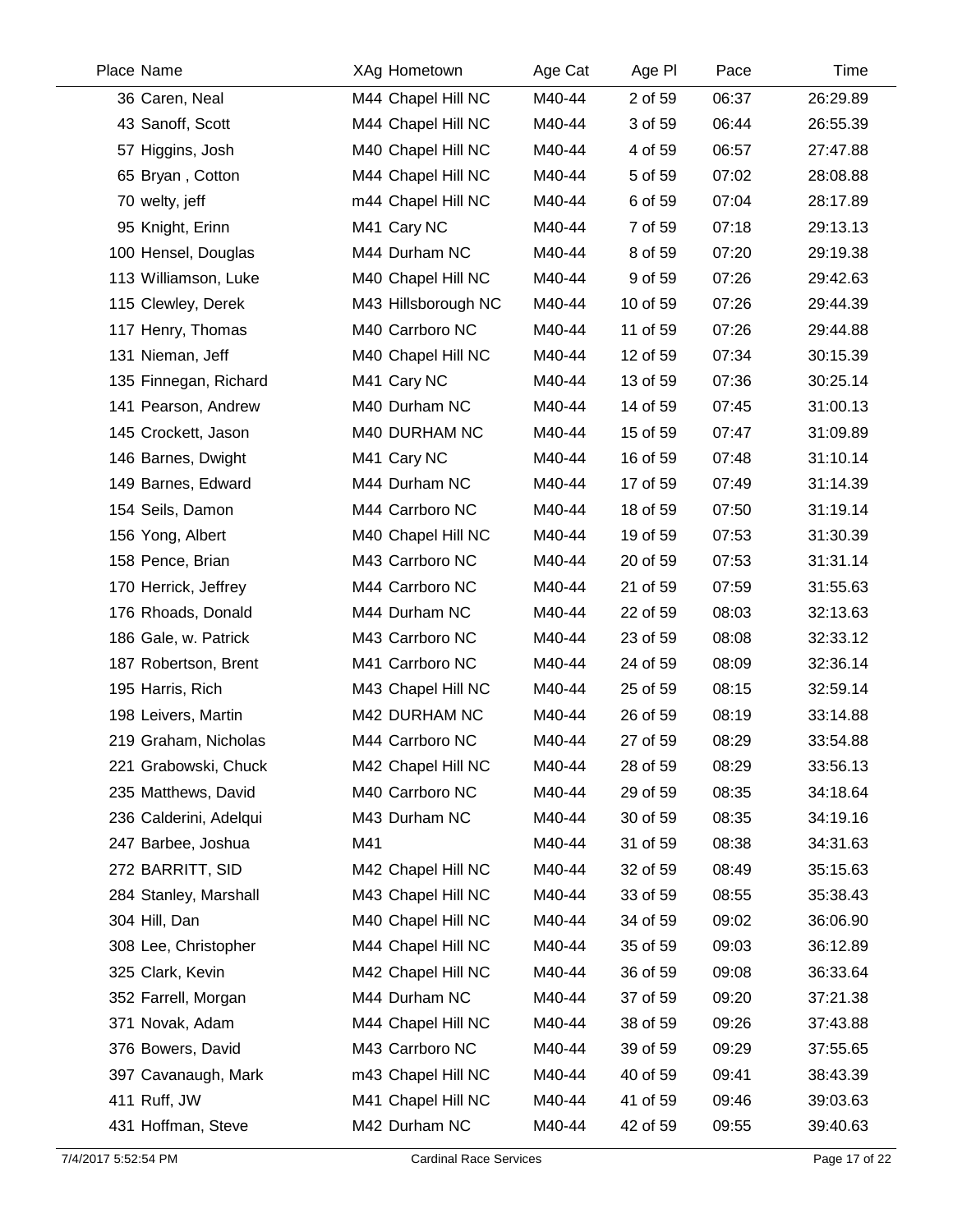| Place | Name | XAg | Hometown | Age Cat | Age Pl | Pace | Time |
|---|---|---|---|---|---|---|---|
| 36 | Caren, Neal | M44 | Chapel Hill NC | M40-44 | 2 of 59 | 06:37 | 26:29.89 |
| 43 | Sanoff, Scott | M44 | Chapel Hill NC | M40-44 | 3 of 59 | 06:44 | 26:55.39 |
| 57 | Higgins, Josh | M40 | Chapel Hill NC | M40-44 | 4 of 59 | 06:57 | 27:47.88 |
| 65 | Bryan , Cotton | M44 | Chapel Hill NC | M40-44 | 5 of 59 | 07:02 | 28:08.88 |
| 70 | welty, jeff | m44 | Chapel Hill NC | M40-44 | 6 of 59 | 07:04 | 28:17.89 |
| 95 | Knight, Erinn | M41 | Cary NC | M40-44 | 7 of 59 | 07:18 | 29:13.13 |
| 100 | Hensel, Douglas | M44 | Durham NC | M40-44 | 8 of 59 | 07:20 | 29:19.38 |
| 113 | Williamson, Luke | M40 | Chapel Hill NC | M40-44 | 9 of 59 | 07:26 | 29:42.63 |
| 115 | Clewley, Derek | M43 | Hillsborough NC | M40-44 | 10 of 59 | 07:26 | 29:44.39 |
| 117 | Henry, Thomas | M40 | Carrboro NC | M40-44 | 11 of 59 | 07:26 | 29:44.88 |
| 131 | Nieman, Jeff | M40 | Chapel Hill NC | M40-44 | 12 of 59 | 07:34 | 30:15.39 |
| 135 | Finnegan, Richard | M41 | Cary NC | M40-44 | 13 of 59 | 07:36 | 30:25.14 |
| 141 | Pearson, Andrew | M40 | Durham NC | M40-44 | 14 of 59 | 07:45 | 31:00.13 |
| 145 | Crockett, Jason | M40 | DURHAM NC | M40-44 | 15 of 59 | 07:47 | 31:09.89 |
| 146 | Barnes, Dwight | M41 | Cary NC | M40-44 | 16 of 59 | 07:48 | 31:10.14 |
| 149 | Barnes, Edward | M44 | Durham NC | M40-44 | 17 of 59 | 07:49 | 31:14.39 |
| 154 | Seils, Damon | M44 | Carrboro NC | M40-44 | 18 of 59 | 07:50 | 31:19.14 |
| 156 | Yong, Albert | M40 | Chapel Hill NC | M40-44 | 19 of 59 | 07:53 | 31:30.39 |
| 158 | Pence, Brian | M43 | Carrboro NC | M40-44 | 20 of 59 | 07:53 | 31:31.14 |
| 170 | Herrick, Jeffrey | M44 | Carrboro NC | M40-44 | 21 of 59 | 07:59 | 31:55.63 |
| 176 | Rhoads, Donald | M44 | Durham NC | M40-44 | 22 of 59 | 08:03 | 32:13.63 |
| 186 | Gale, w. Patrick | M43 | Carrboro NC | M40-44 | 23 of 59 | 08:08 | 32:33.12 |
| 187 | Robertson, Brent | M41 | Carrboro NC | M40-44 | 24 of 59 | 08:09 | 32:36.14 |
| 195 | Harris, Rich | M43 | Chapel Hill NC | M40-44 | 25 of 59 | 08:15 | 32:59.14 |
| 198 | Leivers, Martin | M42 | DURHAM NC | M40-44 | 26 of 59 | 08:19 | 33:14.88 |
| 219 | Graham, Nicholas | M44 | Carrboro NC | M40-44 | 27 of 59 | 08:29 | 33:54.88 |
| 221 | Grabowski, Chuck | M42 | Chapel Hill NC | M40-44 | 28 of 59 | 08:29 | 33:56.13 |
| 235 | Matthews, David | M40 | Carrboro NC | M40-44 | 29 of 59 | 08:35 | 34:18.64 |
| 236 | Calderini, Adelqui | M43 | Durham NC | M40-44 | 30 of 59 | 08:35 | 34:19.16 |
| 247 | Barbee, Joshua | M41 | | M40-44 | 31 of 59 | 08:38 | 34:31.63 |
| 272 | BARRITT, SID | M42 | Chapel Hill NC | M40-44 | 32 of 59 | 08:49 | 35:15.63 |
| 284 | Stanley, Marshall | M43 | Chapel Hill NC | M40-44 | 33 of 59 | 08:55 | 35:38.43 |
| 304 | Hill, Dan | M40 | Chapel Hill NC | M40-44 | 34 of 59 | 09:02 | 36:06.90 |
| 308 | Lee, Christopher | M44 | Chapel Hill NC | M40-44 | 35 of 59 | 09:03 | 36:12.89 |
| 325 | Clark, Kevin | M42 | Chapel Hill NC | M40-44 | 36 of 59 | 09:08 | 36:33.64 |
| 352 | Farrell, Morgan | M44 | Durham NC | M40-44 | 37 of 59 | 09:20 | 37:21.38 |
| 371 | Novak, Adam | M44 | Chapel Hill NC | M40-44 | 38 of 59 | 09:26 | 37:43.88 |
| 376 | Bowers, David | M43 | Carrboro NC | M40-44 | 39 of 59 | 09:29 | 37:55.65 |
| 397 | Cavanaugh, Mark | m43 | Chapel Hill NC | M40-44 | 40 of 59 | 09:41 | 38:43.39 |
| 411 | Ruff, JW | M41 | Chapel Hill NC | M40-44 | 41 of 59 | 09:46 | 39:03.63 |
| 431 | Hoffman, Steve | M42 | Durham NC | M40-44 | 42 of 59 | 09:55 | 39:40.63 |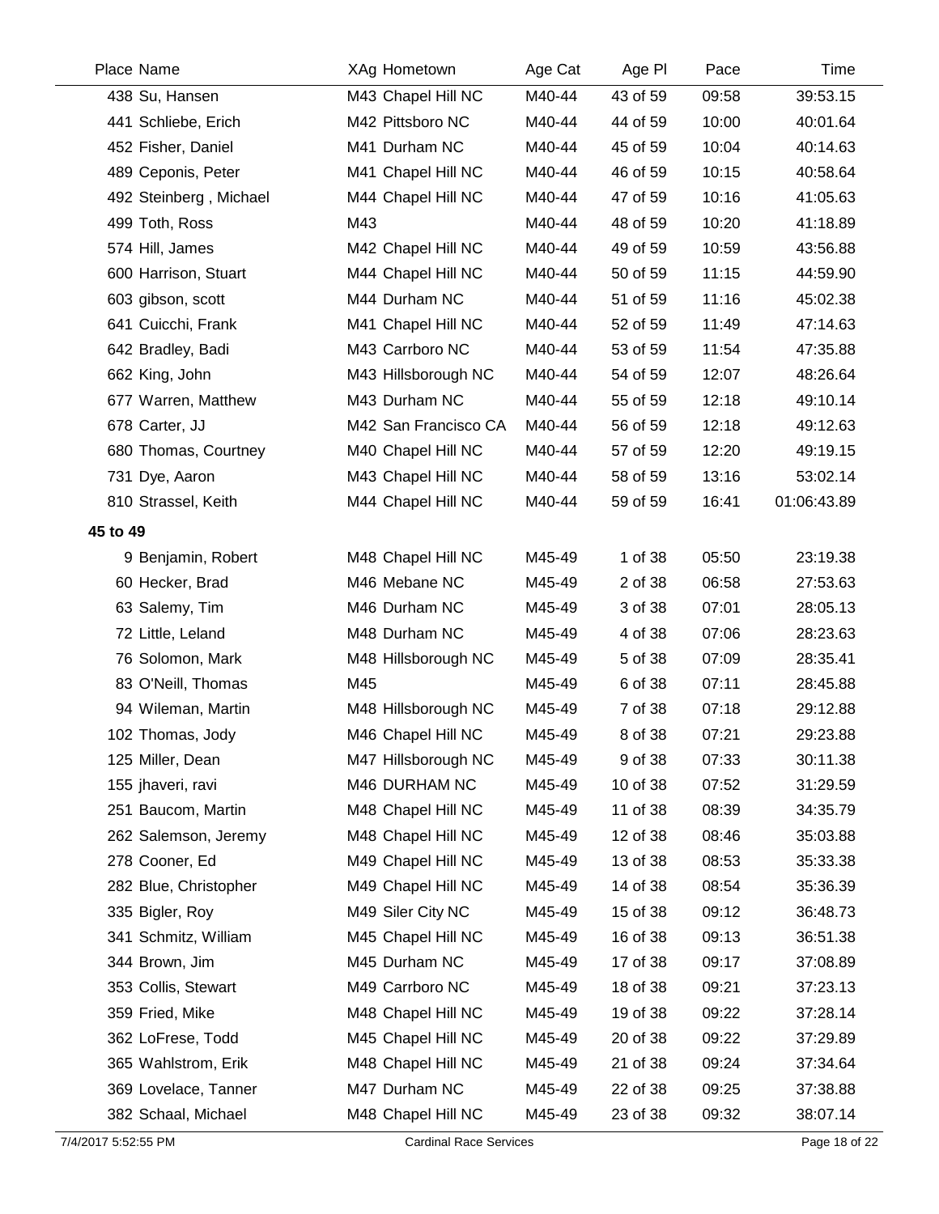| Place | Name | XAg | Hometown | Age Cat | Age Pl | Pace | Time |
|---|---|---|---|---|---|---|---|
| 438 | Su, Hansen | M43 | Chapel Hill NC | M40-44 | 43 of 59 | 09:58 | 39:53.15 |
| 441 | Schliebe, Erich | M42 | Pittsboro NC | M40-44 | 44 of 59 | 10:00 | 40:01.64 |
| 452 | Fisher, Daniel | M41 | Durham NC | M40-44 | 45 of 59 | 10:04 | 40:14.63 |
| 489 | Ceponis, Peter | M41 | Chapel Hill NC | M40-44 | 46 of 59 | 10:15 | 40:58.64 |
| 492 | Steinberg , Michael | M44 | Chapel Hill NC | M40-44 | 47 of 59 | 10:16 | 41:05.63 |
| 499 | Toth, Ross | M43 | | M40-44 | 48 of 59 | 10:20 | 41:18.89 |
| 574 | Hill, James | M42 | Chapel Hill NC | M40-44 | 49 of 59 | 10:59 | 43:56.88 |
| 600 | Harrison, Stuart | M44 | Chapel Hill NC | M40-44 | 50 of 59 | 11:15 | 44:59.90 |
| 603 | gibson, scott | M44 | Durham NC | M40-44 | 51 of 59 | 11:16 | 45:02.38 |
| 641 | Cuicchi, Frank | M41 | Chapel Hill NC | M40-44 | 52 of 59 | 11:49 | 47:14.63 |
| 642 | Bradley, Badi | M43 | Carrboro NC | M40-44 | 53 of 59 | 11:54 | 47:35.88 |
| 662 | King, John | M43 | Hillsborough NC | M40-44 | 54 of 59 | 12:07 | 48:26.64 |
| 677 | Warren, Matthew | M43 | Durham NC | M40-44 | 55 of 59 | 12:18 | 49:10.14 |
| 678 | Carter, JJ | M42 | San Francisco CA | M40-44 | 56 of 59 | 12:18 | 49:12.63 |
| 680 | Thomas, Courtney | M40 | Chapel Hill NC | M40-44 | 57 of 59 | 12:20 | 49:19.15 |
| 731 | Dye, Aaron | M43 | Chapel Hill NC | M40-44 | 58 of 59 | 13:16 | 53:02.14 |
| 810 | Strassel, Keith | M44 | Chapel Hill NC | M40-44 | 59 of 59 | 16:41 | 01:06:43.89 |
| **45 to 49** | | | | | | | |
| 9 | Benjamin, Robert | M48 | Chapel Hill NC | M45-49 | 1 of 38 | 05:50 | 23:19.38 |
| 60 | Hecker, Brad | M46 | Mebane NC | M45-49 | 2 of 38 | 06:58 | 27:53.63 |
| 63 | Salemy, Tim | M46 | Durham NC | M45-49 | 3 of 38 | 07:01 | 28:05.13 |
| 72 | Little, Leland | M48 | Durham NC | M45-49 | 4 of 38 | 07:06 | 28:23.63 |
| 76 | Solomon, Mark | M48 | Hillsborough NC | M45-49 | 5 of 38 | 07:09 | 28:35.41 |
| 83 | O'Neill, Thomas | M45 | | M45-49 | 6 of 38 | 07:11 | 28:45.88 |
| 94 | Wileman, Martin | M48 | Hillsborough NC | M45-49 | 7 of 38 | 07:18 | 29:12.88 |
| 102 | Thomas, Jody | M46 | Chapel Hill NC | M45-49 | 8 of 38 | 07:21 | 29:23.88 |
| 125 | Miller, Dean | M47 | Hillsborough NC | M45-49 | 9 of 38 | 07:33 | 30:11.38 |
| 155 | jhaveri, ravi | M46 | DURHAM NC | M45-49 | 10 of 38 | 07:52 | 31:29.59 |
| 251 | Baucom, Martin | M48 | Chapel Hill NC | M45-49 | 11 of 38 | 08:39 | 34:35.79 |
| 262 | Salemson, Jeremy | M48 | Chapel Hill NC | M45-49 | 12 of 38 | 08:46 | 35:03.88 |
| 278 | Cooner, Ed | M49 | Chapel Hill NC | M45-49 | 13 of 38 | 08:53 | 35:33.38 |
| 282 | Blue, Christopher | M49 | Chapel Hill NC | M45-49 | 14 of 38 | 08:54 | 35:36.39 |
| 335 | Bigler, Roy | M49 | Siler City NC | M45-49 | 15 of 38 | 09:12 | 36:48.73 |
| 341 | Schmitz, William | M45 | Chapel Hill NC | M45-49 | 16 of 38 | 09:13 | 36:51.38 |
| 344 | Brown, Jim | M45 | Durham NC | M45-49 | 17 of 38 | 09:17 | 37:08.89 |
| 353 | Collis, Stewart | M49 | Carrboro NC | M45-49 | 18 of 38 | 09:21 | 37:23.13 |
| 359 | Fried, Mike | M48 | Chapel Hill NC | M45-49 | 19 of 38 | 09:22 | 37:28.14 |
| 362 | LoFrese, Todd | M45 | Chapel Hill NC | M45-49 | 20 of 38 | 09:22 | 37:29.89 |
| 365 | Wahlstrom, Erik | M48 | Chapel Hill NC | M45-49 | 21 of 38 | 09:24 | 37:34.64 |
| 369 | Lovelace, Tanner | M47 | Durham NC | M45-49 | 22 of 38 | 09:25 | 37:38.88 |
| 382 | Schaal, Michael | M48 | Chapel Hill NC | M45-49 | 23 of 38 | 09:32 | 38:07.14 |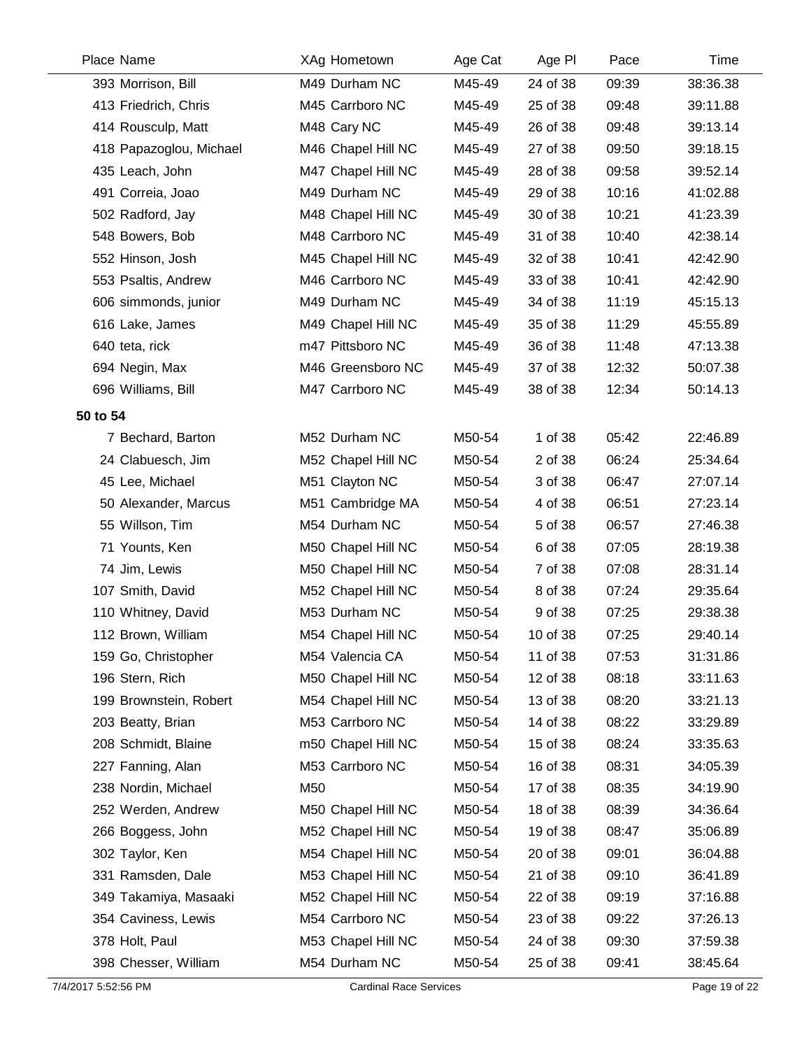| Place | Name | XAg | Hometown | Age Cat | Age Pl | Pace | Time |
|---|---|---|---|---|---|---|---|
| 393 | Morrison, Bill | M49 | Durham NC | M45-49 | 24 of 38 | 09:39 | 38:36.38 |
| 413 | Friedrich, Chris | M45 | Carrboro NC | M45-49 | 25 of 38 | 09:48 | 39:11.88 |
| 414 | Rousculp, Matt | M48 | Cary NC | M45-49 | 26 of 38 | 09:48 | 39:13.14 |
| 418 | Papazoglou, Michael | M46 | Chapel Hill NC | M45-49 | 27 of 38 | 09:50 | 39:18.15 |
| 435 | Leach, John | M47 | Chapel Hill NC | M45-49 | 28 of 38 | 09:58 | 39:52.14 |
| 491 | Correia, Joao | M49 | Durham NC | M45-49 | 29 of 38 | 10:16 | 41:02.88 |
| 502 | Radford, Jay | M48 | Chapel Hill NC | M45-49 | 30 of 38 | 10:21 | 41:23.39 |
| 548 | Bowers, Bob | M48 | Carrboro NC | M45-49 | 31 of 38 | 10:40 | 42:38.14 |
| 552 | Hinson, Josh | M45 | Chapel Hill NC | M45-49 | 32 of 38 | 10:41 | 42:42.90 |
| 553 | Psaltis, Andrew | M46 | Carrboro NC | M45-49 | 33 of 38 | 10:41 | 42:42.90 |
| 606 | simmonds, junior | M49 | Durham NC | M45-49 | 34 of 38 | 11:19 | 45:15.13 |
| 616 | Lake, James | M49 | Chapel Hill NC | M45-49 | 35 of 38 | 11:29 | 45:55.89 |
| 640 | teta, rick | m47 | Pittsboro NC | M45-49 | 36 of 38 | 11:48 | 47:13.38 |
| 694 | Negin, Max | M46 | Greensboro NC | M45-49 | 37 of 38 | 12:32 | 50:07.38 |
| 696 | Williams, Bill | M47 | Carrboro NC | M45-49 | 38 of 38 | 12:34 | 50:14.13 |
| **50 to 54** | | | | | | | |
| 7 | Bechard, Barton | M52 | Durham NC | M50-54 | 1 of 38 | 05:42 | 22:46.89 |
| 24 | Clabuesch, Jim | M52 | Chapel Hill NC | M50-54 | 2 of 38 | 06:24 | 25:34.64 |
| 45 | Lee, Michael | M51 | Clayton NC | M50-54 | 3 of 38 | 06:47 | 27:07.14 |
| 50 | Alexander, Marcus | M51 | Cambridge MA | M50-54 | 4 of 38 | 06:51 | 27:23.14 |
| 55 | Willson, Tim | M54 | Durham NC | M50-54 | 5 of 38 | 06:57 | 27:46.38 |
| 71 | Younts, Ken | M50 | Chapel Hill NC | M50-54 | 6 of 38 | 07:05 | 28:19.38 |
| 74 | Jim, Lewis | M50 | Chapel Hill NC | M50-54 | 7 of 38 | 07:08 | 28:31.14 |
| 107 | Smith, David | M52 | Chapel Hill NC | M50-54 | 8 of 38 | 07:24 | 29:35.64 |
| 110 | Whitney, David | M53 | Durham NC | M50-54 | 9 of 38 | 07:25 | 29:38.38 |
| 112 | Brown, William | M54 | Chapel Hill NC | M50-54 | 10 of 38 | 07:25 | 29:40.14 |
| 159 | Go, Christopher | M54 | Valencia CA | M50-54 | 11 of 38 | 07:53 | 31:31.86 |
| 196 | Stern, Rich | M50 | Chapel Hill NC | M50-54 | 12 of 38 | 08:18 | 33:11.63 |
| 199 | Brownstein, Robert | M54 | Chapel Hill NC | M50-54 | 13 of 38 | 08:20 | 33:21.13 |
| 203 | Beatty, Brian | M53 | Carrboro NC | M50-54 | 14 of 38 | 08:22 | 33:29.89 |
| 208 | Schmidt, Blaine | m50 | Chapel Hill NC | M50-54 | 15 of 38 | 08:24 | 33:35.63 |
| 227 | Fanning, Alan | M53 | Carrboro NC | M50-54 | 16 of 38 | 08:31 | 34:05.39 |
| 238 | Nordin, Michael | M50 | | M50-54 | 17 of 38 | 08:35 | 34:19.90 |
| 252 | Werden, Andrew | M50 | Chapel Hill NC | M50-54 | 18 of 38 | 08:39 | 34:36.64 |
| 266 | Boggess, John | M52 | Chapel Hill NC | M50-54 | 19 of 38 | 08:47 | 35:06.89 |
| 302 | Taylor, Ken | M54 | Chapel Hill NC | M50-54 | 20 of 38 | 09:01 | 36:04.88 |
| 331 | Ramsden, Dale | M53 | Chapel Hill NC | M50-54 | 21 of 38 | 09:10 | 36:41.89 |
| 349 | Takamiya, Masaaki | M52 | Chapel Hill NC | M50-54 | 22 of 38 | 09:19 | 37:16.88 |
| 354 | Caviness, Lewis | M54 | Carrboro NC | M50-54 | 23 of 38 | 09:22 | 37:26.13 |
| 378 | Holt, Paul | M53 | Chapel Hill NC | M50-54 | 24 of 38 | 09:30 | 37:59.38 |
| 398 | Chesser, William | M54 | Durham NC | M50-54 | 25 of 38 | 09:41 | 38:45.64 |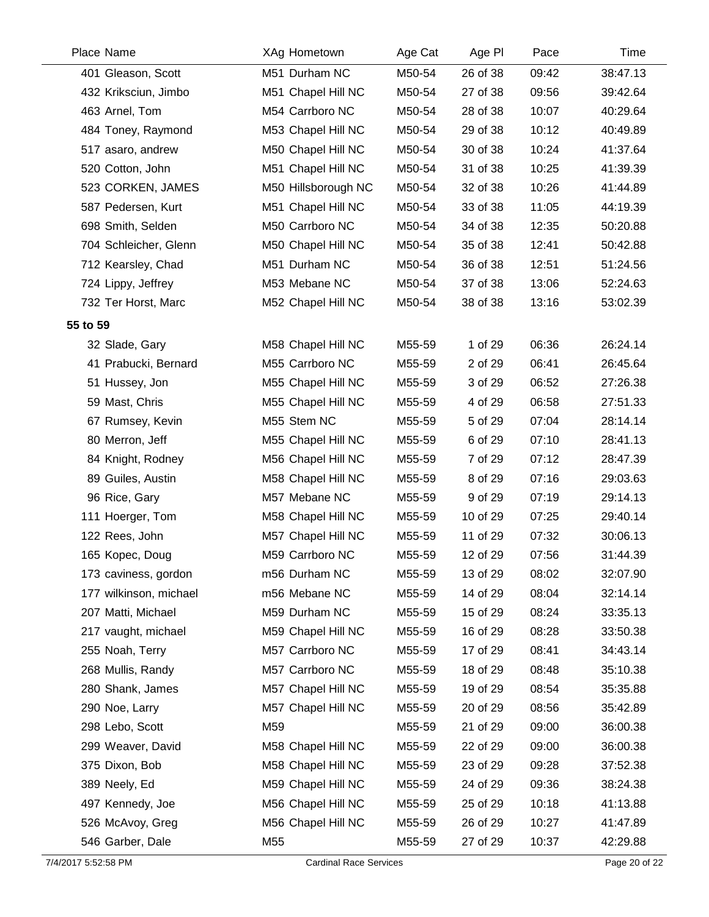| Place | Name | XAg | Hometown | Age Cat | Age Pl | Pace | Time |
|---|---|---|---|---|---|---|---|
| 401 | Gleason, Scott | M51 | Durham NC | M50-54 | 26 of 38 | 09:42 | 38:47.13 |
| 432 | Kriksciun, Jimbo | M51 | Chapel Hill NC | M50-54 | 27 of 38 | 09:56 | 39:42.64 |
| 463 | Arnel, Tom | M54 | Carrboro NC | M50-54 | 28 of 38 | 10:07 | 40:29.64 |
| 484 | Toney, Raymond | M53 | Chapel Hill NC | M50-54 | 29 of 38 | 10:12 | 40:49.89 |
| 517 | asaro, andrew | M50 | Chapel Hill NC | M50-54 | 30 of 38 | 10:24 | 41:37.64 |
| 520 | Cotton, John | M51 | Chapel Hill NC | M50-54 | 31 of 38 | 10:25 | 41:39.39 |
| 523 | CORKEN, JAMES | M50 | Hillsborough NC | M50-54 | 32 of 38 | 10:26 | 41:44.89 |
| 587 | Pedersen, Kurt | M51 | Chapel Hill NC | M50-54 | 33 of 38 | 11:05 | 44:19.39 |
| 698 | Smith, Selden | M50 | Carrboro NC | M50-54 | 34 of 38 | 12:35 | 50:20.88 |
| 704 | Schleicher, Glenn | M50 | Chapel Hill NC | M50-54 | 35 of 38 | 12:41 | 50:42.88 |
| 712 | Kearsley, Chad | M51 | Durham NC | M50-54 | 36 of 38 | 12:51 | 51:24.56 |
| 724 | Lippy, Jeffrey | M53 | Mebane NC | M50-54 | 37 of 38 | 13:06 | 52:24.63 |
| 732 | Ter Horst, Marc | M52 | Chapel Hill NC | M50-54 | 38 of 38 | 13:16 | 53:02.39 |
| **55 to 59** | | | | | | | |
| 32 | Slade, Gary | M58 | Chapel Hill NC | M55-59 | 1 of 29 | 06:36 | 26:24.14 |
| 41 | Prabucki, Bernard | M55 | Carrboro NC | M55-59 | 2 of 29 | 06:41 | 26:45.64 |
| 51 | Hussey, Jon | M55 | Chapel Hill NC | M55-59 | 3 of 29 | 06:52 | 27:26.38 |
| 59 | Mast, Chris | M55 | Chapel Hill NC | M55-59 | 4 of 29 | 06:58 | 27:51.33 |
| 67 | Rumsey, Kevin | M55 | Stem NC | M55-59 | 5 of 29 | 07:04 | 28:14.14 |
| 80 | Merron, Jeff | M55 | Chapel Hill NC | M55-59 | 6 of 29 | 07:10 | 28:41.13 |
| 84 | Knight, Rodney | M56 | Chapel Hill NC | M55-59 | 7 of 29 | 07:12 | 28:47.39 |
| 89 | Guiles, Austin | M58 | Chapel Hill NC | M55-59 | 8 of 29 | 07:16 | 29:03.63 |
| 96 | Rice, Gary | M57 | Mebane NC | M55-59 | 9 of 29 | 07:19 | 29:14.13 |
| 111 | Hoerger, Tom | M58 | Chapel Hill NC | M55-59 | 10 of 29 | 07:25 | 29:40.14 |
| 122 | Rees, John | M57 | Chapel Hill NC | M55-59 | 11 of 29 | 07:32 | 30:06.13 |
| 165 | Kopec, Doug | M59 | Carrboro NC | M55-59 | 12 of 29 | 07:56 | 31:44.39 |
| 173 | caviness, gordon | m56 | Durham NC | M55-59 | 13 of 29 | 08:02 | 32:07.90 |
| 177 | wilkinson, michael | m56 | Mebane NC | M55-59 | 14 of 29 | 08:04 | 32:14.14 |
| 207 | Matti, Michael | M59 | Durham NC | M55-59 | 15 of 29 | 08:24 | 33:35.13 |
| 217 | vaught, michael | M59 | Chapel Hill NC | M55-59 | 16 of 29 | 08:28 | 33:50.38 |
| 255 | Noah, Terry | M57 | Carrboro NC | M55-59 | 17 of 29 | 08:41 | 34:43.14 |
| 268 | Mullis, Randy | M57 | Carrboro NC | M55-59 | 18 of 29 | 08:48 | 35:10.38 |
| 280 | Shank, James | M57 | Chapel Hill NC | M55-59 | 19 of 29 | 08:54 | 35:35.88 |
| 290 | Noe, Larry | M57 | Chapel Hill NC | M55-59 | 20 of 29 | 08:56 | 35:42.89 |
| 298 | Lebo, Scott | M59 | | M55-59 | 21 of 29 | 09:00 | 36:00.38 |
| 299 | Weaver, David | M58 | Chapel Hill NC | M55-59 | 22 of 29 | 09:00 | 36:00.38 |
| 375 | Dixon, Bob | M58 | Chapel Hill NC | M55-59 | 23 of 29 | 09:28 | 37:52.38 |
| 389 | Neely, Ed | M59 | Chapel Hill NC | M55-59 | 24 of 29 | 09:36 | 38:24.38 |
| 497 | Kennedy, Joe | M56 | Chapel Hill NC | M55-59 | 25 of 29 | 10:18 | 41:13.88 |
| 526 | McAvoy, Greg | M56 | Chapel Hill NC | M55-59 | 26 of 29 | 10:27 | 41:47.89 |
| 546 | Garber, Dale | M55 | | M55-59 | 27 of 29 | 10:37 | 42:29.88 |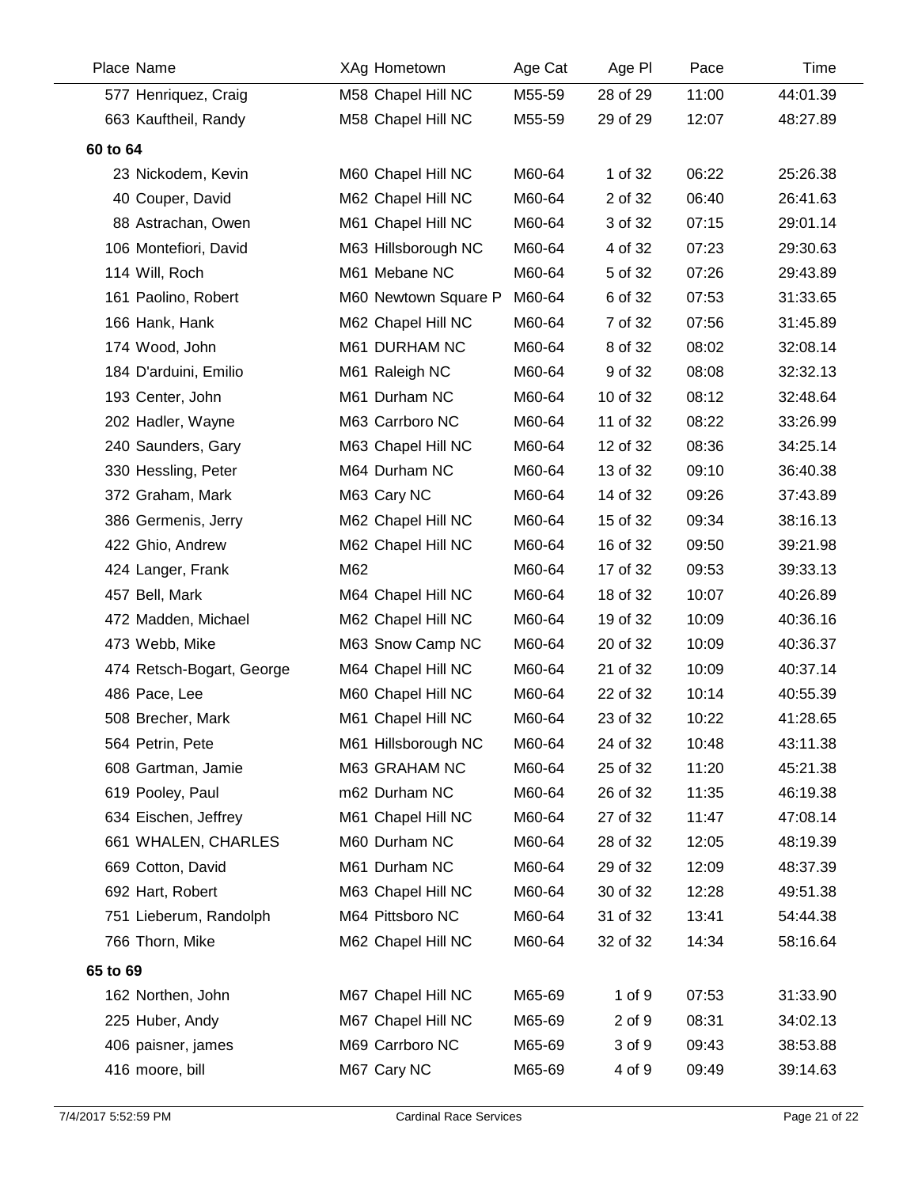| Place | Name | XAg | Hometown | Age Cat | Age Pl | Pace | Time |
|---|---|---|---|---|---|---|---|
| 577 | Henriquez, Craig | M58 | Chapel Hill NC | M55-59 | 28 of 29 | 11:00 | 44:01.39 |
| 663 | Kauftheil, Randy | M58 | Chapel Hill NC | M55-59 | 29 of 29 | 12:07 | 48:27.89 |
| **60 to 64** | | | | | | | |
| 23 | Nickodem, Kevin | M60 | Chapel Hill NC | M60-64 | 1 of 32 | 06:22 | 25:26.38 |
| 40 | Couper, David | M62 | Chapel Hill NC | M60-64 | 2 of 32 | 06:40 | 26:41.63 |
| 88 | Astrachan, Owen | M61 | Chapel Hill NC | M60-64 | 3 of 32 | 07:15 | 29:01.14 |
| 106 | Montefiori, David | M63 | Hillsborough NC | M60-64 | 4 of 32 | 07:23 | 29:30.63 |
| 114 | Will, Roch | M61 | Mebane NC | M60-64 | 5 of 32 | 07:26 | 29:43.89 |
| 161 | Paolino, Robert | M60 | Newtown Square P | M60-64 | 6 of 32 | 07:53 | 31:33.65 |
| 166 | Hank, Hank | M62 | Chapel Hill NC | M60-64 | 7 of 32 | 07:56 | 31:45.89 |
| 174 | Wood, John | M61 | DURHAM NC | M60-64 | 8 of 32 | 08:02 | 32:08.14 |
| 184 | D'arduini, Emilio | M61 | Raleigh NC | M60-64 | 9 of 32 | 08:08 | 32:32.13 |
| 193 | Center, John | M61 | Durham NC | M60-64 | 10 of 32 | 08:12 | 32:48.64 |
| 202 | Hadler, Wayne | M63 | Carrboro NC | M60-64 | 11 of 32 | 08:22 | 33:26.99 |
| 240 | Saunders, Gary | M63 | Chapel Hill NC | M60-64 | 12 of 32 | 08:36 | 34:25.14 |
| 330 | Hessling, Peter | M64 | Durham NC | M60-64 | 13 of 32 | 09:10 | 36:40.38 |
| 372 | Graham, Mark | M63 | Cary NC | M60-64 | 14 of 32 | 09:26 | 37:43.89 |
| 386 | Germenis, Jerry | M62 | Chapel Hill NC | M60-64 | 15 of 32 | 09:34 | 38:16.13 |
| 422 | Ghio, Andrew | M62 | Chapel Hill NC | M60-64 | 16 of 32 | 09:50 | 39:21.98 |
| 424 | Langer, Frank | M62 | | M60-64 | 17 of 32 | 09:53 | 39:33.13 |
| 457 | Bell, Mark | M64 | Chapel Hill NC | M60-64 | 18 of 32 | 10:07 | 40:26.89 |
| 472 | Madden, Michael | M62 | Chapel Hill NC | M60-64 | 19 of 32 | 10:09 | 40:36.16 |
| 473 | Webb, Mike | M63 | Snow Camp NC | M60-64 | 20 of 32 | 10:09 | 40:36.37 |
| 474 | Retsch-Bogart, George | M64 | Chapel Hill NC | M60-64 | 21 of 32 | 10:09 | 40:37.14 |
| 486 | Pace, Lee | M60 | Chapel Hill NC | M60-64 | 22 of 32 | 10:14 | 40:55.39 |
| 508 | Brecher, Mark | M61 | Chapel Hill NC | M60-64 | 23 of 32 | 10:22 | 41:28.65 |
| 564 | Petrin, Pete | M61 | Hillsborough NC | M60-64 | 24 of 32 | 10:48 | 43:11.38 |
| 608 | Gartman, Jamie | M63 | GRAHAM NC | M60-64 | 25 of 32 | 11:20 | 45:21.38 |
| 619 | Pooley, Paul | m62 | Durham NC | M60-64 | 26 of 32 | 11:35 | 46:19.38 |
| 634 | Eischen, Jeffrey | M61 | Chapel Hill NC | M60-64 | 27 of 32 | 11:47 | 47:08.14 |
| 661 | WHALEN, CHARLES | M60 | Durham NC | M60-64 | 28 of 32 | 12:05 | 48:19.39 |
| 669 | Cotton, David | M61 | Durham NC | M60-64 | 29 of 32 | 12:09 | 48:37.39 |
| 692 | Hart, Robert | M63 | Chapel Hill NC | M60-64 | 30 of 32 | 12:28 | 49:51.38 |
| 751 | Lieberum, Randolph | M64 | Pittsboro NC | M60-64 | 31 of 32 | 13:41 | 54:44.38 |
| 766 | Thorn, Mike | M62 | Chapel Hill NC | M60-64 | 32 of 32 | 14:34 | 58:16.64 |
| **65 to 69** | | | | | | | |
| 162 | Northen, John | M67 | Chapel Hill NC | M65-69 | 1 of 9 | 07:53 | 31:33.90 |
| 225 | Huber, Andy | M67 | Chapel Hill NC | M65-69 | 2 of 9 | 08:31 | 34:02.13 |
| 406 | paisner, james | M69 | Carrboro NC | M65-69 | 3 of 9 | 09:43 | 38:53.88 |
| 416 | moore, bill | M67 | Cary NC | M65-69 | 4 of 9 | 09:49 | 39:14.63 |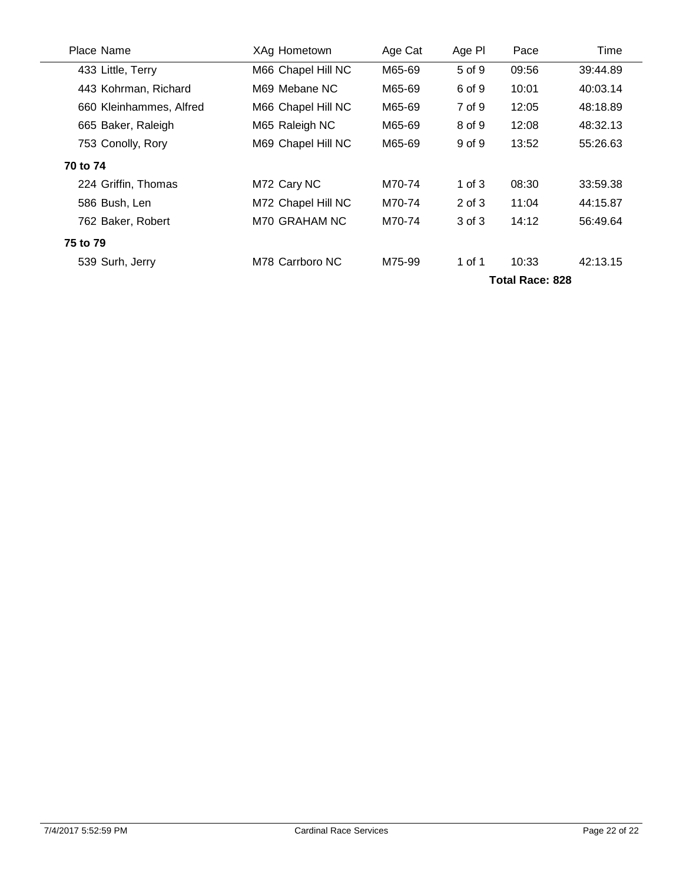| Place | Name | XAg | Hometown | Age Cat | Age Pl | Pace | Time |
|---|---|---|---|---|---|---|---|
| 433 | Little, Terry | M66 | Chapel Hill NC | M65-69 | 5 of 9 | 09:56 | 39:44.89 |
| 443 | Kohrman, Richard | M69 | Mebane NC | M65-69 | 6 of 9 | 10:01 | 40:03.14 |
| 660 | Kleinhammes, Alfred | M66 | Chapel Hill NC | M65-69 | 7 of 9 | 12:05 | 48:18.89 |
| 665 | Baker, Raleigh | M65 | Raleigh NC | M65-69 | 8 of 9 | 12:08 | 48:32.13 |
| 753 | Conolly, Rory | M69 | Chapel Hill NC | M65-69 | 9 of 9 | 13:52 | 55:26.63 |
| **70 to 74** | | | | | | | |
| 224 | Griffin, Thomas | M72 | Cary NC | M70-74 | 1 of 3 | 08:30 | 33:59.38 |
| 586 | Bush, Len | M72 | Chapel Hill NC | M70-74 | 2 of 3 | 11:04 | 44:15.87 |
| 762 | Baker, Robert | M70 | GRAHAM NC | M70-74 | 3 of 3 | 14:12 | 56:49.64 |
| **75 to 79** | | | | | | | |
| 539 | Surh, Jerry | M78 | Carrboro NC | M75-99 | 1 of 1 | 10:33 | 42:13.15 |

**Total Race: 828**